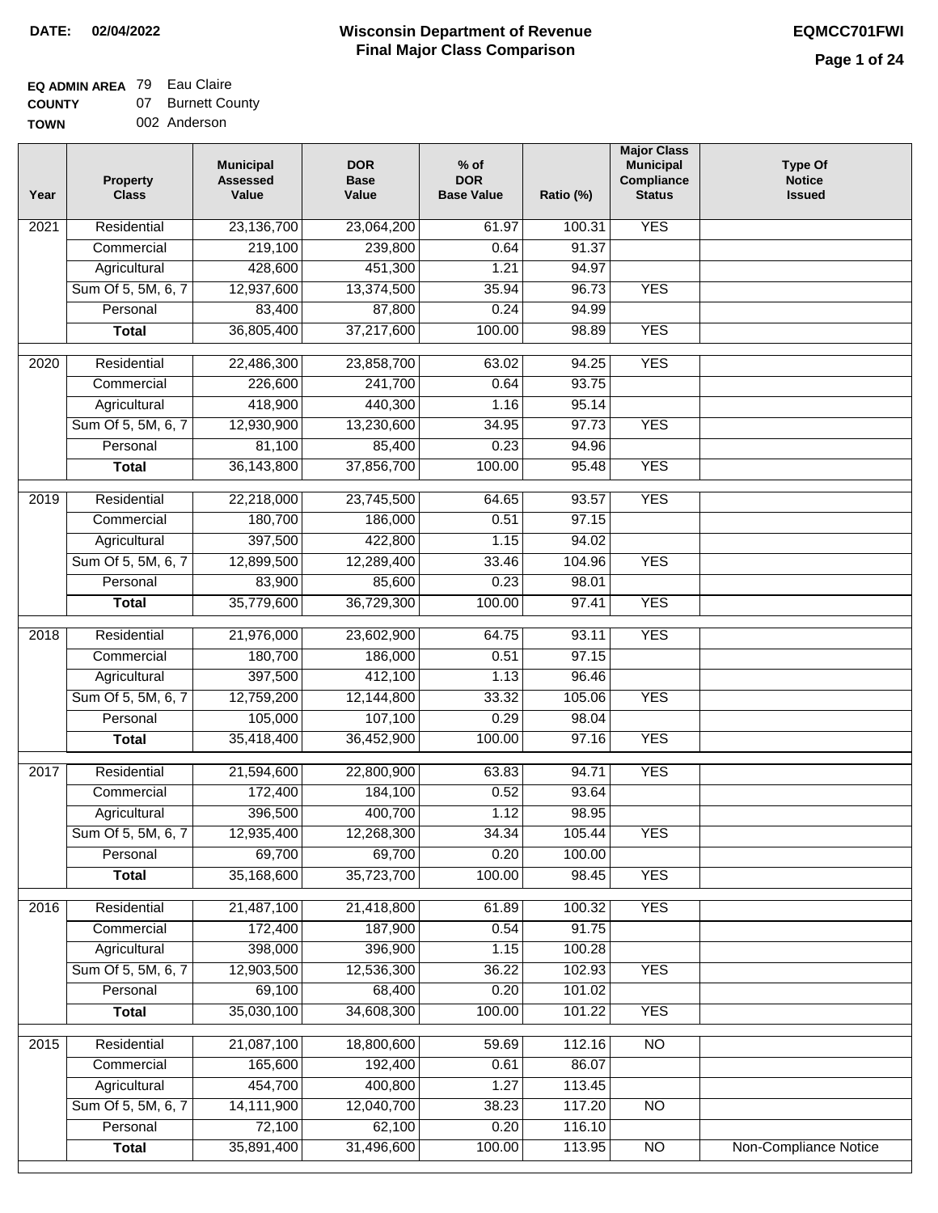**DATE:** 02/04/2022

# Wisconsin Department of Revenue
## Final Major Class Comparison

**EQMCC701FWI**

**EQ ADMIN AREA** 79 Eau Claire
**COUNTY** 07 Burnett County
**TOWN** 002 Anderson

| Year | Property Class | Municipal Assessed Value | DOR Base Value | % of DOR Base Value | Ratio (%) | Major Class Municipal Compliance Status | Type Of Notice Issued |
|---|---|---|---|---|---|---|---|
| 2021 | Residential | 23,136,700 | 23,064,200 | 61.97 | 100.31 | YES | |
| | Commercial | 219,100 | 239,800 | 0.64 | 91.37 | | |
| | Agricultural | 428,600 | 451,300 | 1.21 | 94.97 | | |
| | Sum Of 5, 5M, 6, 7 | 12,937,600 | 13,374,500 | 35.94 | 96.73 | YES | |
| | Personal | 83,400 | 87,800 | 0.24 | 94.99 | | |
| | **Total** | 36,805,400 | 37,217,600 | 100.00 | 98.89 | YES | |
| 2020 | Residential | 22,486,300 | 23,858,700 | 63.02 | 94.25 | YES | |
| | Commercial | 226,600 | 241,700 | 0.64 | 93.75 | | |
| | Agricultural | 418,900 | 440,300 | 1.16 | 95.14 | | |
| | Sum Of 5, 5M, 6, 7 | 12,930,900 | 13,230,600 | 34.95 | 97.73 | YES | |
| | Personal | 81,100 | 85,400 | 0.23 | 94.96 | | |
| | **Total** | 36,143,800 | 37,856,700 | 100.00 | 95.48 | YES | |
| 2019 | Residential | 22,218,000 | 23,745,500 | 64.65 | 93.57 | YES | |
| | Commercial | 180,700 | 186,000 | 0.51 | 97.15 | | |
| | Agricultural | 397,500 | 422,800 | 1.15 | 94.02 | | |
| | Sum Of 5, 5M, 6, 7 | 12,899,500 | 12,289,400 | 33.46 | 104.96 | YES | |
| | Personal | 83,900 | 85,600 | 0.23 | 98.01 | | |
| | **Total** | 35,779,600 | 36,729,300 | 100.00 | 97.41 | YES | |
| 2018 | Residential | 21,976,000 | 23,602,900 | 64.75 | 93.11 | YES | |
| | Commercial | 180,700 | 186,000 | 0.51 | 97.15 | | |
| | Agricultural | 397,500 | 412,100 | 1.13 | 96.46 | | |
| | Sum Of 5, 5M, 6, 7 | 12,759,200 | 12,144,800 | 33.32 | 105.06 | YES | |
| | Personal | 105,000 | 107,100 | 0.29 | 98.04 | | |
| | **Total** | 35,418,400 | 36,452,900 | 100.00 | 97.16 | YES | |
| 2017 | Residential | 21,594,600 | 22,800,900 | 63.83 | 94.71 | YES | |
| | Commercial | 172,400 | 184,100 | 0.52 | 93.64 | | |
| | Agricultural | 396,500 | 400,700 | 1.12 | 98.95 | | |
| | Sum Of 5, 5M, 6, 7 | 12,935,400 | 12,268,300 | 34.34 | 105.44 | YES | |
| | Personal | 69,700 | 69,700 | 0.20 | 100.00 | | |
| | **Total** | 35,168,600 | 35,723,700 | 100.00 | 98.45 | YES | |
| 2016 | Residential | 21,487,100 | 21,418,800 | 61.89 | 100.32 | YES | |
| | Commercial | 172,400 | 187,900 | 0.54 | 91.75 | | |
| | Agricultural | 398,000 | 396,900 | 1.15 | 100.28 | | |
| | Sum Of 5, 5M, 6, 7 | 12,903,500 | 12,536,300 | 36.22 | 102.93 | YES | |
| | Personal | 69,100 | 68,400 | 0.20 | 101.02 | | |
| | **Total** | 35,030,100 | 34,608,300 | 100.00 | 101.22 | YES | |
| 2015 | Residential | 21,087,100 | 18,800,600 | 59.69 | 112.16 | NO | |
| | Commercial | 165,600 | 192,400 | 0.61 | 86.07 | | |
| | Agricultural | 454,700 | 400,800 | 1.27 | 113.45 | | |
| | Sum Of 5, 5M, 6, 7 | 14,111,900 | 12,040,700 | 38.23 | 117.20 | NO | |
| | Personal | 72,100 | 62,100 | 0.20 | 116.10 | | |
| | **Total** | 35,891,400 | 31,496,600 | 100.00 | 113.95 | NO | Non-Compliance Notice |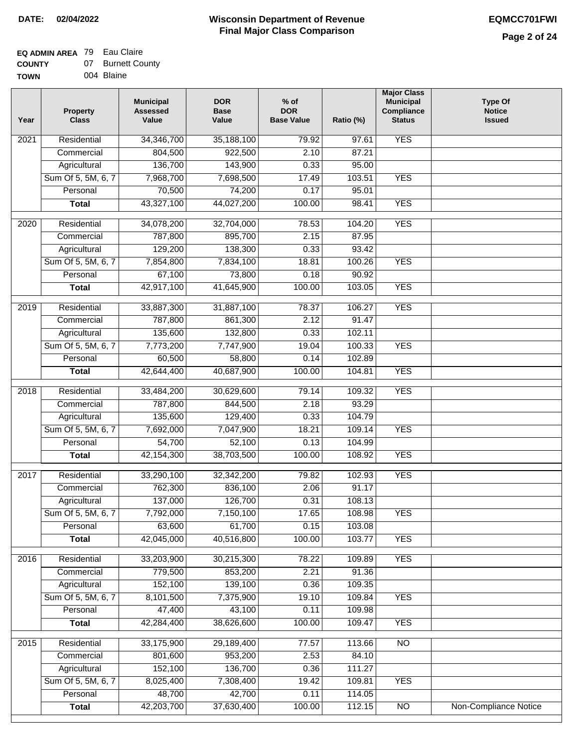**DATE:** 02/04/2022

# Wisconsin Department of Revenue
## Final Major Class Comparison

**EQMCC701FWI**

**EQ ADMIN AREA** 79 Eau Claire
**COUNTY** 07 Burnett County
**TOWN** 004 Blaine

| Year | Property Class | Municipal Assessed Value | DOR Base Value | % of DOR Base Value | Ratio (%) | Major Class Municipal Compliance Status | Type Of Notice Issued |
|---|---|---|---|---|---|---|---|
| 2021 | Residential | 34,346,700 | 35,188,100 | 79.92 | 97.61 | YES | |
| | Commercial | 804,500 | 922,500 | 2.10 | 87.21 | | |
| | Agricultural | 136,700 | 143,900 | 0.33 | 95.00 | | |
| | Sum Of 5, 5M, 6, 7 | 7,968,700 | 7,698,500 | 17.49 | 103.51 | YES | |
| | Personal | 70,500 | 74,200 | 0.17 | 95.01 | | |
| | **Total** | 43,327,100 | 44,027,200 | 100.00 | 98.41 | YES | |
| 2020 | Residential | 34,078,200 | 32,704,000 | 78.53 | 104.20 | YES | |
| | Commercial | 787,800 | 895,700 | 2.15 | 87.95 | | |
| | Agricultural | 129,200 | 138,300 | 0.33 | 93.42 | | |
| | Sum Of 5, 5M, 6, 7 | 7,854,800 | 7,834,100 | 18.81 | 100.26 | YES | |
| | Personal | 67,100 | 73,800 | 0.18 | 90.92 | | |
| | **Total** | 42,917,100 | 41,645,900 | 100.00 | 103.05 | YES | |
| 2019 | Residential | 33,887,300 | 31,887,100 | 78.37 | 106.27 | YES | |
| | Commercial | 787,800 | 861,300 | 2.12 | 91.47 | | |
| | Agricultural | 135,600 | 132,800 | 0.33 | 102.11 | | |
| | Sum Of 5, 5M, 6, 7 | 7,773,200 | 7,747,900 | 19.04 | 100.33 | YES | |
| | Personal | 60,500 | 58,800 | 0.14 | 102.89 | | |
| | **Total** | 42,644,400 | 40,687,900 | 100.00 | 104.81 | YES | |
| 2018 | Residential | 33,484,200 | 30,629,600 | 79.14 | 109.32 | YES | |
| | Commercial | 787,800 | 844,500 | 2.18 | 93.29 | | |
| | Agricultural | 135,600 | 129,400 | 0.33 | 104.79 | | |
| | Sum Of 5, 5M, 6, 7 | 7,692,000 | 7,047,900 | 18.21 | 109.14 | YES | |
| | Personal | 54,700 | 52,100 | 0.13 | 104.99 | | |
| | **Total** | 42,154,300 | 38,703,500 | 100.00 | 108.92 | YES | |
| 2017 | Residential | 33,290,100 | 32,342,200 | 79.82 | 102.93 | YES | |
| | Commercial | 762,300 | 836,100 | 2.06 | 91.17 | | |
| | Agricultural | 137,000 | 126,700 | 0.31 | 108.13 | | |
| | Sum Of 5, 5M, 6, 7 | 7,792,000 | 7,150,100 | 17.65 | 108.98 | YES | |
| | Personal | 63,600 | 61,700 | 0.15 | 103.08 | | |
| | **Total** | 42,045,000 | 40,516,800 | 100.00 | 103.77 | YES | |
| 2016 | Residential | 33,203,900 | 30,215,300 | 78.22 | 109.89 | YES | |
| | Commercial | 779,500 | 853,200 | 2.21 | 91.36 | | |
| | Agricultural | 152,100 | 139,100 | 0.36 | 109.35 | | |
| | Sum Of 5, 5M, 6, 7 | 8,101,500 | 7,375,900 | 19.10 | 109.84 | YES | |
| | Personal | 47,400 | 43,100 | 0.11 | 109.98 | | |
| | **Total** | 42,284,400 | 38,626,600 | 100.00 | 109.47 | YES | |
| 2015 | Residential | 33,175,900 | 29,189,400 | 77.57 | 113.66 | NO | |
| | Commercial | 801,600 | 953,200 | 2.53 | 84.10 | | |
| | Agricultural | 152,100 | 136,700 | 0.36 | 111.27 | | |
| | Sum Of 5, 5M, 6, 7 | 8,025,400 | 7,308,400 | 19.42 | 109.81 | YES | |
| | Personal | 48,700 | 42,700 | 0.11 | 114.05 | | |
| | **Total** | 42,203,700 | 37,630,400 | 100.00 | 112.15 | NO | Non-Compliance Notice |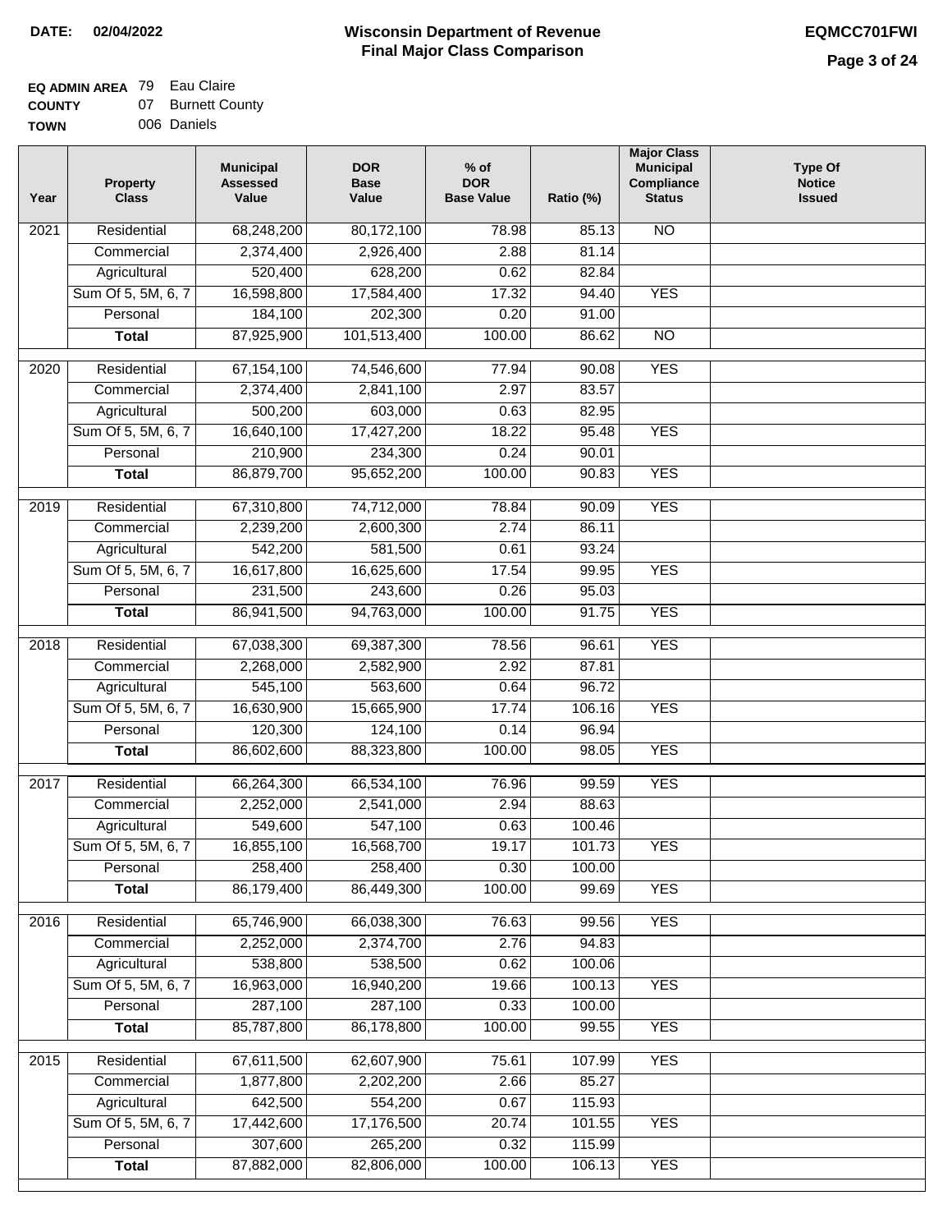**DATE:** 02/04/2022

# Wisconsin Department of Revenue
## Final Major Class Comparison

**EQMCC701FWI**

**EQ ADMIN AREA** 79 Eau Claire
**COUNTY** 07 Burnett County
**TOWN** 006 Daniels

| Year | Property Class | Municipal Assessed Value | DOR Base Value | % of DOR Base Value | Ratio (%) | Major Class Municipal Compliance Status | Type Of Notice Issued |
|---|---|---|---|---|---|---|---|
| 2021 | Residential | 68,248,200 | 80,172,100 | 78.98 | 85.13 | NO | |
| | Commercial | 2,374,400 | 2,926,400 | 2.88 | 81.14 | | |
| | Agricultural | 520,400 | 628,200 | 0.62 | 82.84 | | |
| | Sum Of 5, 5M, 6, 7 | 16,598,800 | 17,584,400 | 17.32 | 94.40 | YES | |
| | Personal | 184,100 | 202,300 | 0.20 | 91.00 | | |
| | **Total** | 87,925,900 | 101,513,400 | 100.00 | 86.62 | NO | |
| 2020 | Residential | 67,154,100 | 74,546,600 | 77.94 | 90.08 | YES | |
| | Commercial | 2,374,400 | 2,841,100 | 2.97 | 83.57 | | |
| | Agricultural | 500,200 | 603,000 | 0.63 | 82.95 | | |
| | Sum Of 5, 5M, 6, 7 | 16,640,100 | 17,427,200 | 18.22 | 95.48 | YES | |
| | Personal | 210,900 | 234,300 | 0.24 | 90.01 | | |
| | **Total** | 86,879,700 | 95,652,200 | 100.00 | 90.83 | YES | |
| 2019 | Residential | 67,310,800 | 74,712,000 | 78.84 | 90.09 | YES | |
| | Commercial | 2,239,200 | 2,600,300 | 2.74 | 86.11 | | |
| | Agricultural | 542,200 | 581,500 | 0.61 | 93.24 | | |
| | Sum Of 5, 5M, 6, 7 | 16,617,800 | 16,625,600 | 17.54 | 99.95 | YES | |
| | Personal | 231,500 | 243,600 | 0.26 | 95.03 | | |
| | **Total** | 86,941,500 | 94,763,000 | 100.00 | 91.75 | YES | |
| 2018 | Residential | 67,038,300 | 69,387,300 | 78.56 | 96.61 | YES | |
| | Commercial | 2,268,000 | 2,582,900 | 2.92 | 87.81 | | |
| | Agricultural | 545,100 | 563,600 | 0.64 | 96.72 | | |
| | Sum Of 5, 5M, 6, 7 | 16,630,900 | 15,665,900 | 17.74 | 106.16 | YES | |
| | Personal | 120,300 | 124,100 | 0.14 | 96.94 | | |
| | **Total** | 86,602,600 | 88,323,800 | 100.00 | 98.05 | YES | |
| 2017 | Residential | 66,264,300 | 66,534,100 | 76.96 | 99.59 | YES | |
| | Commercial | 2,252,000 | 2,541,000 | 2.94 | 88.63 | | |
| | Agricultural | 549,600 | 547,100 | 0.63 | 100.46 | | |
| | Sum Of 5, 5M, 6, 7 | 16,855,100 | 16,568,700 | 19.17 | 101.73 | YES | |
| | Personal | 258,400 | 258,400 | 0.30 | 100.00 | | |
| | **Total** | 86,179,400 | 86,449,300 | 100.00 | 99.69 | YES | |
| 2016 | Residential | 65,746,900 | 66,038,300 | 76.63 | 99.56 | YES | |
| | Commercial | 2,252,000 | 2,374,700 | 2.76 | 94.83 | | |
| | Agricultural | 538,800 | 538,500 | 0.62 | 100.06 | | |
| | Sum Of 5, 5M, 6, 7 | 16,963,000 | 16,940,200 | 19.66 | 100.13 | YES | |
| | Personal | 287,100 | 287,100 | 0.33 | 100.00 | | |
| | **Total** | 85,787,800 | 86,178,800 | 100.00 | 99.55 | YES | |
| 2015 | Residential | 67,611,500 | 62,607,900 | 75.61 | 107.99 | YES | |
| | Commercial | 1,877,800 | 2,202,200 | 2.66 | 85.27 | | |
| | Agricultural | 642,500 | 554,200 | 0.67 | 115.93 | | |
| | Sum Of 5, 5M, 6, 7 | 17,442,600 | 17,176,500 | 20.74 | 101.55 | YES | |
| | Personal | 307,600 | 265,200 | 0.32 | 115.99 | | |
| | **Total** | 87,882,000 | 82,806,000 | 100.00 | 106.13 | YES | |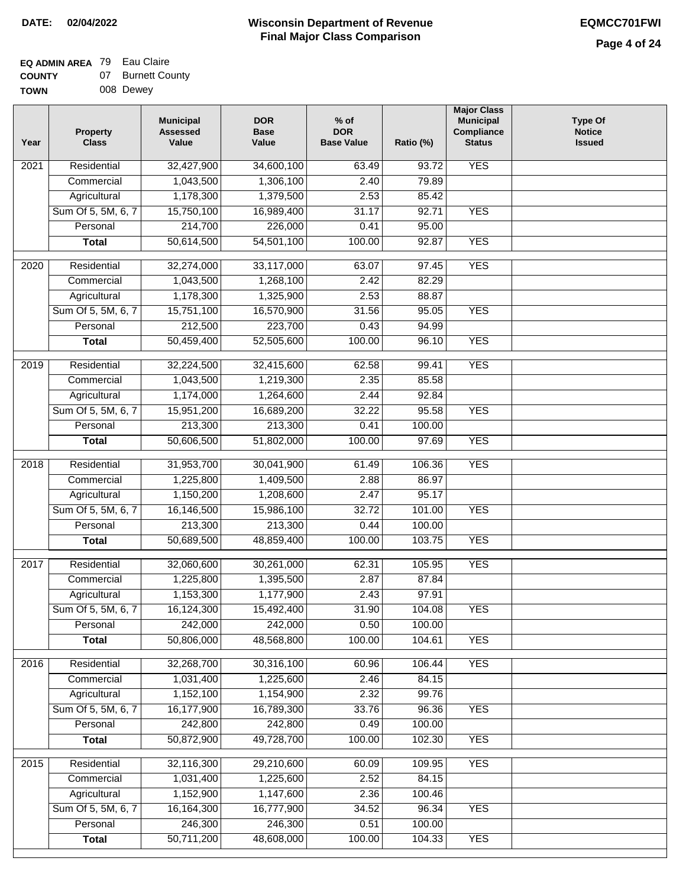**DATE:** 02/04/2022

# Wisconsin Department of Revenue
## Final Major Class Comparison

**EQMCC701FWI**

**EQ ADMIN AREA** 79 Eau Claire
**COUNTY** 07 Burnett County
**TOWN** 008 Dewey

| Year | Property Class | Municipal Assessed Value | DOR Base Value | % of DOR Base Value | Ratio (%) | Major Class Municipal Compliance Status | Type Of Notice Issued |
|---|---|---|---|---|---|---|---|
| 2021 | Residential | 32,427,900 | 34,600,100 | 63.49 | 93.72 | YES | |
| | Commercial | 1,043,500 | 1,306,100 | 2.40 | 79.89 | | |
| | Agricultural | 1,178,300 | 1,379,500 | 2.53 | 85.42 | | |
| | Sum Of 5, 5M, 6, 7 | 15,750,100 | 16,989,400 | 31.17 | 92.71 | YES | |
| | Personal | 214,700 | 226,000 | 0.41 | 95.00 | | |
| | **Total** | 50,614,500 | 54,501,100 | 100.00 | 92.87 | YES | |
| 2020 | Residential | 32,274,000 | 33,117,000 | 63.07 | 97.45 | YES | |
| | Commercial | 1,043,500 | 1,268,100 | 2.42 | 82.29 | | |
| | Agricultural | 1,178,300 | 1,325,900 | 2.53 | 88.87 | | |
| | Sum Of 5, 5M, 6, 7 | 15,751,100 | 16,570,900 | 31.56 | 95.05 | YES | |
| | Personal | 212,500 | 223,700 | 0.43 | 94.99 | | |
| | **Total** | 50,459,400 | 52,505,600 | 100.00 | 96.10 | YES | |
| 2019 | Residential | 32,224,500 | 32,415,600 | 62.58 | 99.41 | YES | |
| | Commercial | 1,043,500 | 1,219,300 | 2.35 | 85.58 | | |
| | Agricultural | 1,174,000 | 1,264,600 | 2.44 | 92.84 | | |
| | Sum Of 5, 5M, 6, 7 | 15,951,200 | 16,689,200 | 32.22 | 95.58 | YES | |
| | Personal | 213,300 | 213,300 | 0.41 | 100.00 | | |
| | **Total** | 50,606,500 | 51,802,000 | 100.00 | 97.69 | YES | |
| 2018 | Residential | 31,953,700 | 30,041,900 | 61.49 | 106.36 | YES | |
| | Commercial | 1,225,800 | 1,409,500 | 2.88 | 86.97 | | |
| | Agricultural | 1,150,200 | 1,208,600 | 2.47 | 95.17 | | |
| | Sum Of 5, 5M, 6, 7 | 16,146,500 | 15,986,100 | 32.72 | 101.00 | YES | |
| | Personal | 213,300 | 213,300 | 0.44 | 100.00 | | |
| | **Total** | 50,689,500 | 48,859,400 | 100.00 | 103.75 | YES | |
| 2017 | Residential | 32,060,600 | 30,261,000 | 62.31 | 105.95 | YES | |
| | Commercial | 1,225,800 | 1,395,500 | 2.87 | 87.84 | | |
| | Agricultural | 1,153,300 | 1,177,900 | 2.43 | 97.91 | | |
| | Sum Of 5, 5M, 6, 7 | 16,124,300 | 15,492,400 | 31.90 | 104.08 | YES | |
| | Personal | 242,000 | 242,000 | 0.50 | 100.00 | | |
| | **Total** | 50,806,000 | 48,568,800 | 100.00 | 104.61 | YES | |
| 2016 | Residential | 32,268,700 | 30,316,100 | 60.96 | 106.44 | YES | |
| | Commercial | 1,031,400 | 1,225,600 | 2.46 | 84.15 | | |
| | Agricultural | 1,152,100 | 1,154,900 | 2.32 | 99.76 | | |
| | Sum Of 5, 5M, 6, 7 | 16,177,900 | 16,789,300 | 33.76 | 96.36 | YES | |
| | Personal | 242,800 | 242,800 | 0.49 | 100.00 | | |
| | **Total** | 50,872,900 | 49,728,700 | 100.00 | 102.30 | YES | |
| 2015 | Residential | 32,116,300 | 29,210,600 | 60.09 | 109.95 | YES | |
| | Commercial | 1,031,400 | 1,225,600 | 2.52 | 84.15 | | |
| | Agricultural | 1,152,900 | 1,147,600 | 2.36 | 100.46 | | |
| | Sum Of 5, 5M, 6, 7 | 16,164,300 | 16,777,900 | 34.52 | 96.34 | YES | |
| | Personal | 246,300 | 246,300 | 0.51 | 100.00 | | |
| | **Total** | 50,711,200 | 48,608,000 | 100.00 | 104.33 | YES | |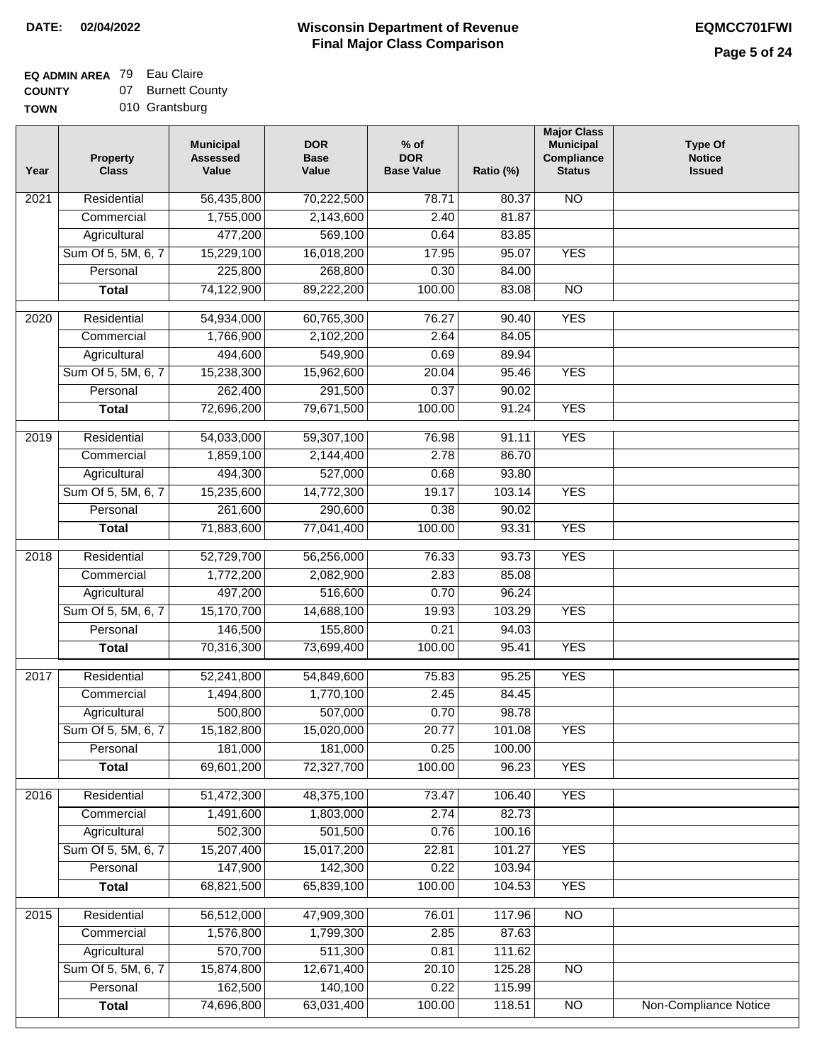**DATE:** 02/04/2022

# Wisconsin Department of Revenue
## Final Major Class Comparison

**EQMCC701FWI**

**EQ ADMIN AREA** 79 Eau Claire
**COUNTY** 07 Burnett County
**TOWN** 010 Grantsburg

| Year | Property Class | Municipal Assessed Value | DOR Base Value | % of DOR Base Value | Ratio (%) | Major Class Municipal Compliance Status | Type Of Notice Issued |
|---|---|---|---|---|---|---|---|
| 2021 | Residential | 56,435,800 | 70,222,500 | 78.71 | 80.37 | NO | |
| | Commercial | 1,755,000 | 2,143,600 | 2.40 | 81.87 | | |
| | Agricultural | 477,200 | 569,100 | 0.64 | 83.85 | | |
| | Sum Of 5, 5M, 6, 7 | 15,229,100 | 16,018,200 | 17.95 | 95.07 | YES | |
| | Personal | 225,800 | 268,800 | 0.30 | 84.00 | | |
| | **Total** | 74,122,900 | 89,222,200 | 100.00 | 83.08 | NO | |
| 2020 | Residential | 54,934,000 | 60,765,300 | 76.27 | 90.40 | YES | |
| | Commercial | 1,766,900 | 2,102,200 | 2.64 | 84.05 | | |
| | Agricultural | 494,600 | 549,900 | 0.69 | 89.94 | | |
| | Sum Of 5, 5M, 6, 7 | 15,238,300 | 15,962,600 | 20.04 | 95.46 | YES | |
| | Personal | 262,400 | 291,500 | 0.37 | 90.02 | | |
| | **Total** | 72,696,200 | 79,671,500 | 100.00 | 91.24 | YES | |
| 2019 | Residential | 54,033,000 | 59,307,100 | 76.98 | 91.11 | YES | |
| | Commercial | 1,859,100 | 2,144,400 | 2.78 | 86.70 | | |
| | Agricultural | 494,300 | 527,000 | 0.68 | 93.80 | | |
| | Sum Of 5, 5M, 6, 7 | 15,235,600 | 14,772,300 | 19.17 | 103.14 | YES | |
| | Personal | 261,600 | 290,600 | 0.38 | 90.02 | | |
| | **Total** | 71,883,600 | 77,041,400 | 100.00 | 93.31 | YES | |
| 2018 | Residential | 52,729,700 | 56,256,000 | 76.33 | 93.73 | YES | |
| | Commercial | 1,772,200 | 2,082,900 | 2.83 | 85.08 | | |
| | Agricultural | 497,200 | 516,600 | 0.70 | 96.24 | | |
| | Sum Of 5, 5M, 6, 7 | 15,170,700 | 14,688,100 | 19.93 | 103.29 | YES | |
| | Personal | 146,500 | 155,800 | 0.21 | 94.03 | | |
| | **Total** | 70,316,300 | 73,699,400 | 100.00 | 95.41 | YES | |
| 2017 | Residential | 52,241,800 | 54,849,600 | 75.83 | 95.25 | YES | |
| | Commercial | 1,494,800 | 1,770,100 | 2.45 | 84.45 | | |
| | Agricultural | 500,800 | 507,000 | 0.70 | 98.78 | | |
| | Sum Of 5, 5M, 6, 7 | 15,182,800 | 15,020,000 | 20.77 | 101.08 | YES | |
| | Personal | 181,000 | 181,000 | 0.25 | 100.00 | | |
| | **Total** | 69,601,200 | 72,327,700 | 100.00 | 96.23 | YES | |
| 2016 | Residential | 51,472,300 | 48,375,100 | 73.47 | 106.40 | YES | |
| | Commercial | 1,491,600 | 1,803,000 | 2.74 | 82.73 | | |
| | Agricultural | 502,300 | 501,500 | 0.76 | 100.16 | | |
| | Sum Of 5, 5M, 6, 7 | 15,207,400 | 15,017,200 | 22.81 | 101.27 | YES | |
| | Personal | 147,900 | 142,300 | 0.22 | 103.94 | | |
| | **Total** | 68,821,500 | 65,839,100 | 100.00 | 104.53 | YES | |
| 2015 | Residential | 56,512,000 | 47,909,300 | 76.01 | 117.96 | NO | |
| | Commercial | 1,576,800 | 1,799,300 | 2.85 | 87.63 | | |
| | Agricultural | 570,700 | 511,300 | 0.81 | 111.62 | | |
| | Sum Of 5, 5M, 6, 7 | 15,874,800 | 12,671,400 | 20.10 | 125.28 | NO | |
| | Personal | 162,500 | 140,100 | 0.22 | 115.99 | | |
| | **Total** | 74,696,800 | 63,031,400 | 100.00 | 118.51 | NO | Non-Compliance Notice |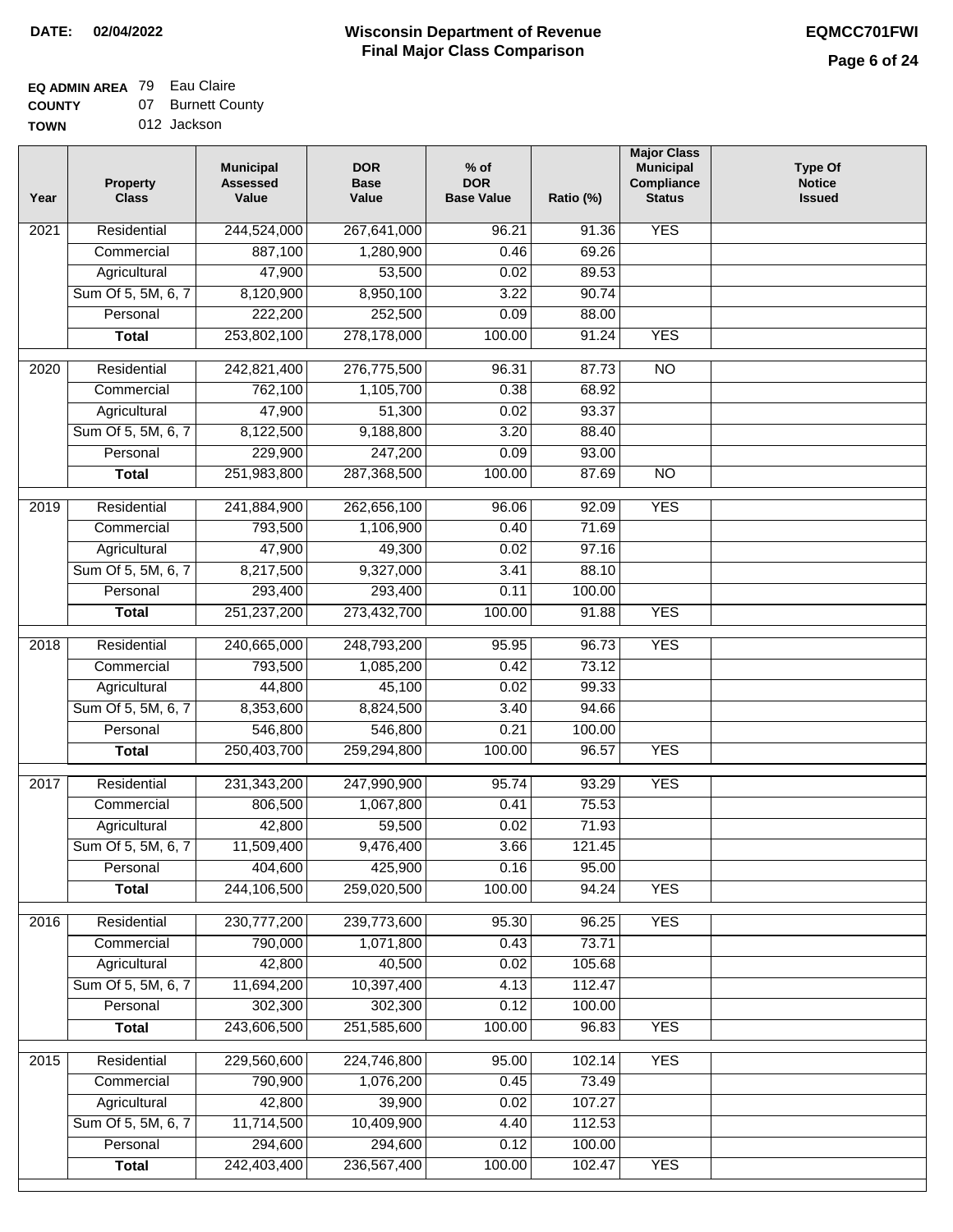**DATE:** 02/04/2022

# Wisconsin Department of Revenue
## Final Major Class Comparison

**EQMCC701FWI**

**EQ ADMIN AREA** 79 Eau Claire
**COUNTY** 07 Burnett County
**TOWN** 012 Jackson

| Year | Property Class | Municipal Assessed Value | DOR Base Value | % of DOR Base Value | Ratio (%) | Major Class Municipal Compliance Status | Type Of Notice Issued |
|---|---|---|---|---|---|---|---|
| 2021 | Residential | 244,524,000 | 267,641,000 | 96.21 | 91.36 | YES | |
| | Commercial | 887,100 | 1,280,900 | 0.46 | 69.26 | | |
| | Agricultural | 47,900 | 53,500 | 0.02 | 89.53 | | |
| | Sum Of 5, 5M, 6, 7 | 8,120,900 | 8,950,100 | 3.22 | 90.74 | | |
| | Personal | 222,200 | 252,500 | 0.09 | 88.00 | | |
| | **Total** | 253,802,100 | 278,178,000 | 100.00 | 91.24 | YES | |
| 2020 | Residential | 242,821,400 | 276,775,500 | 96.31 | 87.73 | NO | |
| | Commercial | 762,100 | 1,105,700 | 0.38 | 68.92 | | |
| | Agricultural | 47,900 | 51,300 | 0.02 | 93.37 | | |
| | Sum Of 5, 5M, 6, 7 | 8,122,500 | 9,188,800 | 3.20 | 88.40 | | |
| | Personal | 229,900 | 247,200 | 0.09 | 93.00 | | |
| | **Total** | 251,983,800 | 287,368,500 | 100.00 | 87.69 | NO | |
| 2019 | Residential | 241,884,900 | 262,656,100 | 96.06 | 92.09 | YES | |
| | Commercial | 793,500 | 1,106,900 | 0.40 | 71.69 | | |
| | Agricultural | 47,900 | 49,300 | 0.02 | 97.16 | | |
| | Sum Of 5, 5M, 6, 7 | 8,217,500 | 9,327,000 | 3.41 | 88.10 | | |
| | Personal | 293,400 | 293,400 | 0.11 | 100.00 | | |
| | **Total** | 251,237,200 | 273,432,700 | 100.00 | 91.88 | YES | |
| 2018 | Residential | 240,665,000 | 248,793,200 | 95.95 | 96.73 | YES | |
| | Commercial | 793,500 | 1,085,200 | 0.42 | 73.12 | | |
| | Agricultural | 44,800 | 45,100 | 0.02 | 99.33 | | |
| | Sum Of 5, 5M, 6, 7 | 8,353,600 | 8,824,500 | 3.40 | 94.66 | | |
| | Personal | 546,800 | 546,800 | 0.21 | 100.00 | | |
| | **Total** | 250,403,700 | 259,294,800 | 100.00 | 96.57 | YES | |
| 2017 | Residential | 231,343,200 | 247,990,900 | 95.74 | 93.29 | YES | |
| | Commercial | 806,500 | 1,067,800 | 0.41 | 75.53 | | |
| | Agricultural | 42,800 | 59,500 | 0.02 | 71.93 | | |
| | Sum Of 5, 5M, 6, 7 | 11,509,400 | 9,476,400 | 3.66 | 121.45 | | |
| | Personal | 404,600 | 425,900 | 0.16 | 95.00 | | |
| | **Total** | 244,106,500 | 259,020,500 | 100.00 | 94.24 | YES | |
| 2016 | Residential | 230,777,200 | 239,773,600 | 95.30 | 96.25 | YES | |
| | Commercial | 790,000 | 1,071,800 | 0.43 | 73.71 | | |
| | Agricultural | 42,800 | 40,500 | 0.02 | 105.68 | | |
| | Sum Of 5, 5M, 6, 7 | 11,694,200 | 10,397,400 | 4.13 | 112.47 | | |
| | Personal | 302,300 | 302,300 | 0.12 | 100.00 | | |
| | **Total** | 243,606,500 | 251,585,600 | 100.00 | 96.83 | YES | |
| 2015 | Residential | 229,560,600 | 224,746,800 | 95.00 | 102.14 | YES | |
| | Commercial | 790,900 | 1,076,200 | 0.45 | 73.49 | | |
| | Agricultural | 42,800 | 39,900 | 0.02 | 107.27 | | |
| | Sum Of 5, 5M, 6, 7 | 11,714,500 | 10,409,900 | 4.40 | 112.53 | | |
| | Personal | 294,600 | 294,600 | 0.12 | 100.00 | | |
| | **Total** | 242,403,400 | 236,567,400 | 100.00 | 102.47 | YES | |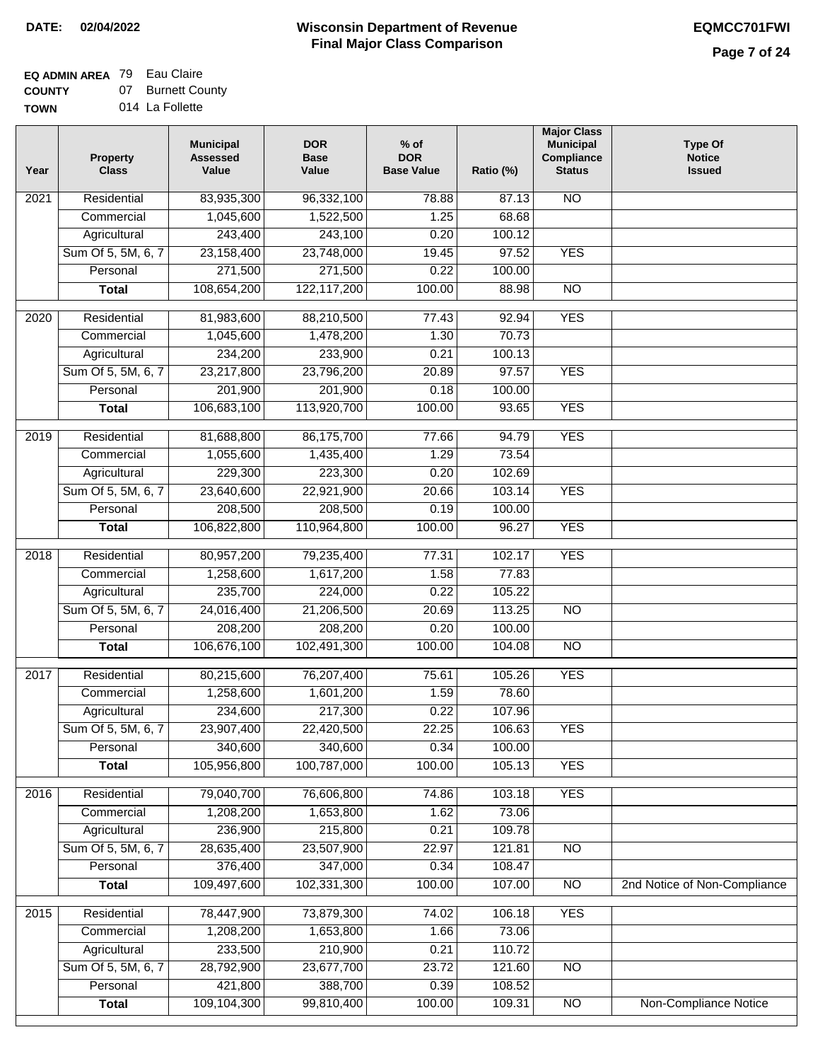**DATE: 02/04/2022**

# Wisconsin Department of Revenue
## Final Major Class Comparison

**EQMCC701FWI**

**EQ ADMIN AREA** 79 Eau Claire
**COUNTY** 07 Burnett County
**TOWN** 014 La Follette

| Year | Property Class | Municipal Assessed Value | DOR Base Value | % of DOR Base Value | Ratio (%) | Major Class Municipal Compliance Status | Type Of Notice Issued |
|---|---|---|---|---|---|---|---|
| 2021 | Residential | 83,935,300 | 96,332,100 | 78.88 | 87.13 | NO | |
| | Commercial | 1,045,600 | 1,522,500 | 1.25 | 68.68 | | |
| | Agricultural | 243,400 | 243,100 | 0.20 | 100.12 | | |
| | Sum Of 5, 5M, 6, 7 | 23,158,400 | 23,748,000 | 19.45 | 97.52 | YES | |
| | Personal | 271,500 | 271,500 | 0.22 | 100.00 | | |
| | **Total** | 108,654,200 | 122,117,200 | 100.00 | 88.98 | NO | |
| 2020 | Residential | 81,983,600 | 88,210,500 | 77.43 | 92.94 | YES | |
| | Commercial | 1,045,600 | 1,478,200 | 1.30 | 70.73 | | |
| | Agricultural | 234,200 | 233,900 | 0.21 | 100.13 | | |
| | Sum Of 5, 5M, 6, 7 | 23,217,800 | 23,796,200 | 20.89 | 97.57 | YES | |
| | Personal | 201,900 | 201,900 | 0.18 | 100.00 | | |
| | **Total** | 106,683,100 | 113,920,700 | 100.00 | 93.65 | YES | |
| 2019 | Residential | 81,688,800 | 86,175,700 | 77.66 | 94.79 | YES | |
| | Commercial | 1,055,600 | 1,435,400 | 1.29 | 73.54 | | |
| | Agricultural | 229,300 | 223,300 | 0.20 | 102.69 | | |
| | Sum Of 5, 5M, 6, 7 | 23,640,600 | 22,921,900 | 20.66 | 103.14 | YES | |
| | Personal | 208,500 | 208,500 | 0.19 | 100.00 | | |
| | **Total** | 106,822,800 | 110,964,800 | 100.00 | 96.27 | YES | |
| 2018 | Residential | 80,957,200 | 79,235,400 | 77.31 | 102.17 | YES | |
| | Commercial | 1,258,600 | 1,617,200 | 1.58 | 77.83 | | |
| | Agricultural | 235,700 | 224,000 | 0.22 | 105.22 | | |
| | Sum Of 5, 5M, 6, 7 | 24,016,400 | 21,206,500 | 20.69 | 113.25 | NO | |
| | Personal | 208,200 | 208,200 | 0.20 | 100.00 | | |
| | **Total** | 106,676,100 | 102,491,300 | 100.00 | 104.08 | NO | |
| 2017 | Residential | 80,215,600 | 76,207,400 | 75.61 | 105.26 | YES | |
| | Commercial | 1,258,600 | 1,601,200 | 1.59 | 78.60 | | |
| | Agricultural | 234,600 | 217,300 | 0.22 | 107.96 | | |
| | Sum Of 5, 5M, 6, 7 | 23,907,400 | 22,420,500 | 22.25 | 106.63 | YES | |
| | Personal | 340,600 | 340,600 | 0.34 | 100.00 | | |
| | **Total** | 105,956,800 | 100,787,000 | 100.00 | 105.13 | YES | |
| 2016 | Residential | 79,040,700 | 76,606,800 | 74.86 | 103.18 | YES | |
| | Commercial | 1,208,200 | 1,653,800 | 1.62 | 73.06 | | |
| | Agricultural | 236,900 | 215,800 | 0.21 | 109.78 | | |
| | Sum Of 5, 5M, 6, 7 | 28,635,400 | 23,507,900 | 22.97 | 121.81 | NO | |
| | Personal | 376,400 | 347,000 | 0.34 | 108.47 | | |
| | **Total** | 109,497,600 | 102,331,300 | 100.00 | 107.00 | NO | 2nd Notice of Non-Compliance |
| 2015 | Residential | 78,447,900 | 73,879,300 | 74.02 | 106.18 | YES | |
| | Commercial | 1,208,200 | 1,653,800 | 1.66 | 73.06 | | |
| | Agricultural | 233,500 | 210,900 | 0.21 | 110.72 | | |
| | Sum Of 5, 5M, 6, 7 | 28,792,900 | 23,677,700 | 23.72 | 121.60 | NO | |
| | Personal | 421,800 | 388,700 | 0.39 | 108.52 | | |
| | **Total** | 109,104,300 | 99,810,400 | 100.00 | 109.31 | NO | Non-Compliance Notice |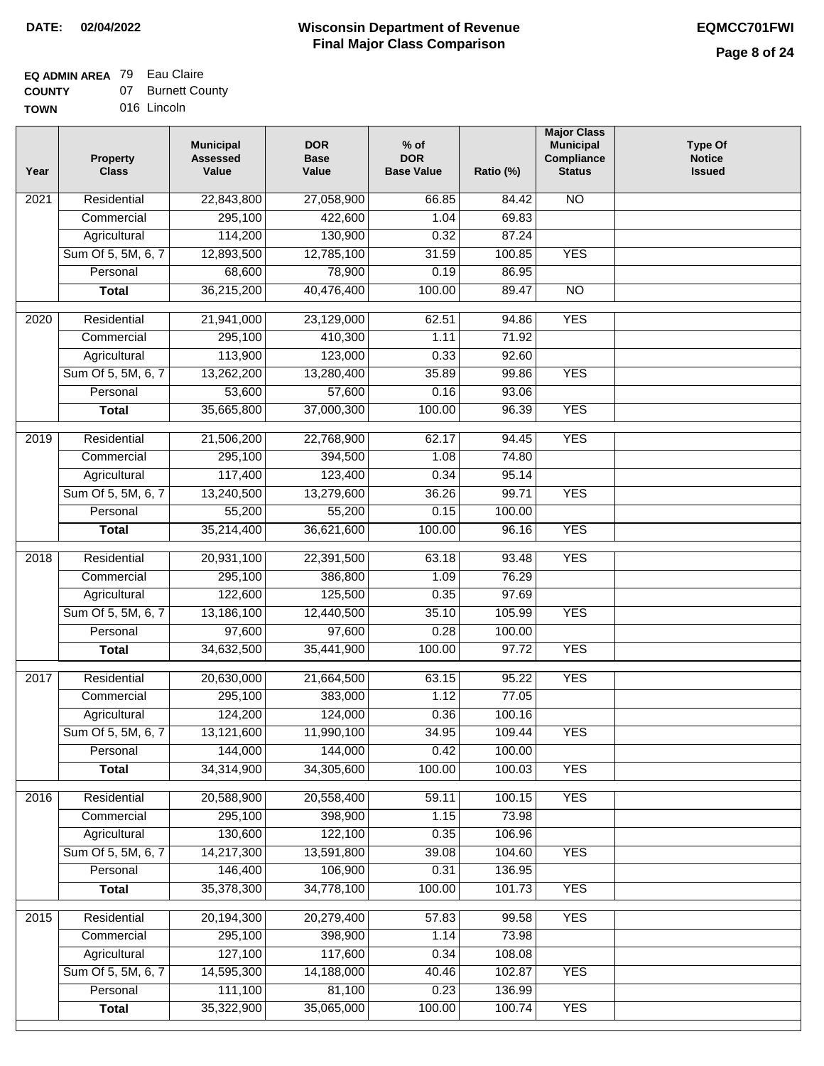**DATE:** 02/04/2022

# Wisconsin Department of Revenue
## Final Major Class Comparison

**EQMCC701FWI**

**EQ ADMIN AREA** 79 Eau Claire
**COUNTY** 07 Burnett County
**TOWN** 016 Lincoln

| Year | Property Class | Municipal Assessed Value | DOR Base Value | % of DOR Base Value | Ratio (%) | Major Class Municipal Compliance Status | Type Of Notice Issued |
|---|---|---|---|---|---|---|---|
| 2021 | Residential | 22,843,800 | 27,058,900 | 66.85 | 84.42 | NO | |
| | Commercial | 295,100 | 422,600 | 1.04 | 69.83 | | |
| | Agricultural | 114,200 | 130,900 | 0.32 | 87.24 | | |
| | Sum Of 5, 5M, 6, 7 | 12,893,500 | 12,785,100 | 31.59 | 100.85 | YES | |
| | Personal | 68,600 | 78,900 | 0.19 | 86.95 | | |
| | **Total** | 36,215,200 | 40,476,400 | 100.00 | 89.47 | NO | |
| 2020 | Residential | 21,941,000 | 23,129,000 | 62.51 | 94.86 | YES | |
| | Commercial | 295,100 | 410,300 | 1.11 | 71.92 | | |
| | Agricultural | 113,900 | 123,000 | 0.33 | 92.60 | | |
| | Sum Of 5, 5M, 6, 7 | 13,262,200 | 13,280,400 | 35.89 | 99.86 | YES | |
| | Personal | 53,600 | 57,600 | 0.16 | 93.06 | | |
| | **Total** | 35,665,800 | 37,000,300 | 100.00 | 96.39 | YES | |
| 2019 | Residential | 21,506,200 | 22,768,900 | 62.17 | 94.45 | YES | |
| | Commercial | 295,100 | 394,500 | 1.08 | 74.80 | | |
| | Agricultural | 117,400 | 123,400 | 0.34 | 95.14 | | |
| | Sum Of 5, 5M, 6, 7 | 13,240,500 | 13,279,600 | 36.26 | 99.71 | YES | |
| | Personal | 55,200 | 55,200 | 0.15 | 100.00 | | |
| | **Total** | 35,214,400 | 36,621,600 | 100.00 | 96.16 | YES | |
| 2018 | Residential | 20,931,100 | 22,391,500 | 63.18 | 93.48 | YES | |
| | Commercial | 295,100 | 386,800 | 1.09 | 76.29 | | |
| | Agricultural | 122,600 | 125,500 | 0.35 | 97.69 | | |
| | Sum Of 5, 5M, 6, 7 | 13,186,100 | 12,440,500 | 35.10 | 105.99 | YES | |
| | Personal | 97,600 | 97,600 | 0.28 | 100.00 | | |
| | **Total** | 34,632,500 | 35,441,900 | 100.00 | 97.72 | YES | |
| 2017 | Residential | 20,630,000 | 21,664,500 | 63.15 | 95.22 | YES | |
| | Commercial | 295,100 | 383,000 | 1.12 | 77.05 | | |
| | Agricultural | 124,200 | 124,000 | 0.36 | 100.16 | | |
| | Sum Of 5, 5M, 6, 7 | 13,121,600 | 11,990,100 | 34.95 | 109.44 | YES | |
| | Personal | 144,000 | 144,000 | 0.42 | 100.00 | | |
| | **Total** | 34,314,900 | 34,305,600 | 100.00 | 100.03 | YES | |
| 2016 | Residential | 20,588,900 | 20,558,400 | 59.11 | 100.15 | YES | |
| | Commercial | 295,100 | 398,900 | 1.15 | 73.98 | | |
| | Agricultural | 130,600 | 122,100 | 0.35 | 106.96 | | |
| | Sum Of 5, 5M, 6, 7 | 14,217,300 | 13,591,800 | 39.08 | 104.60 | YES | |
| | Personal | 146,400 | 106,900 | 0.31 | 136.95 | | |
| | **Total** | 35,378,300 | 34,778,100 | 100.00 | 101.73 | YES | |
| 2015 | Residential | 20,194,300 | 20,279,400 | 57.83 | 99.58 | YES | |
| | Commercial | 295,100 | 398,900 | 1.14 | 73.98 | | |
| | Agricultural | 127,100 | 117,600 | 0.34 | 108.08 | | |
| | Sum Of 5, 5M, 6, 7 | 14,595,300 | 14,188,000 | 40.46 | 102.87 | YES | |
| | Personal | 111,100 | 81,100 | 0.23 | 136.99 | | |
| | **Total** | 35,322,900 | 35,065,000 | 100.00 | 100.74 | YES | |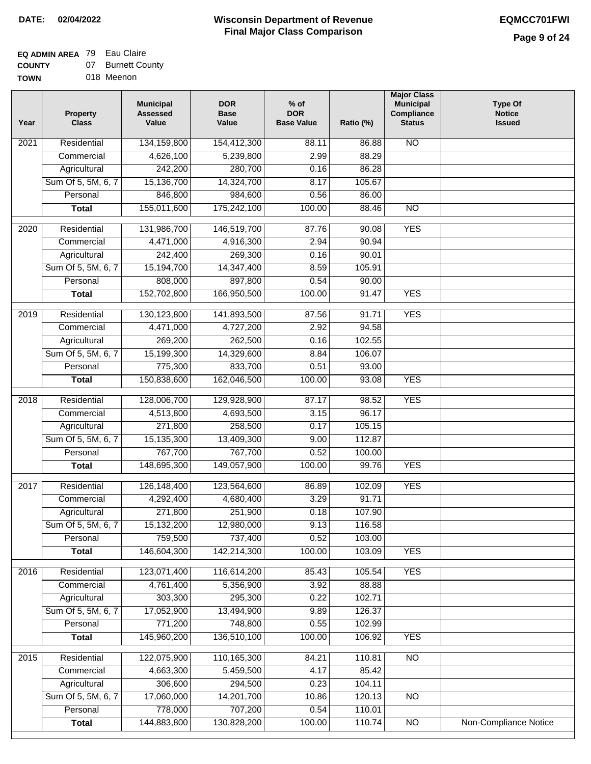**DATE: 02/04/2022**

# Wisconsin Department of Revenue
## Final Major Class Comparison

**EQMCC701FWI**

**EQ ADMIN AREA** 79 Eau Claire
**COUNTY** 07 Burnett County
**TOWN** 018 Meenon

| Year | Property Class | Municipal Assessed Value | DOR Base Value | % of DOR Base Value | Ratio (%) | Major Class Municipal Compliance Status | Type Of Notice Issued |
|---|---|---|---|---|---|---|---|
| 2021 | Residential | 134,159,800 | 154,412,300 | 88.11 | 86.88 | NO | |
| | Commercial | 4,626,100 | 5,239,800 | 2.99 | 88.29 | | |
| | Agricultural | 242,200 | 280,700 | 0.16 | 86.28 | | |
| | Sum Of 5, 5M, 6, 7 | 15,136,700 | 14,324,700 | 8.17 | 105.67 | | |
| | Personal | 846,800 | 984,600 | 0.56 | 86.00 | | |
| | **Total** | 155,011,600 | 175,242,100 | 100.00 | 88.46 | NO | |
| 2020 | Residential | 131,986,700 | 146,519,700 | 87.76 | 90.08 | YES | |
| | Commercial | 4,471,000 | 4,916,300 | 2.94 | 90.94 | | |
| | Agricultural | 242,400 | 269,300 | 0.16 | 90.01 | | |
| | Sum Of 5, 5M, 6, 7 | 15,194,700 | 14,347,400 | 8.59 | 105.91 | | |
| | Personal | 808,000 | 897,800 | 0.54 | 90.00 | | |
| | **Total** | 152,702,800 | 166,950,500 | 100.00 | 91.47 | YES | |
| 2019 | Residential | 130,123,800 | 141,893,500 | 87.56 | 91.71 | YES | |
| | Commercial | 4,471,000 | 4,727,200 | 2.92 | 94.58 | | |
| | Agricultural | 269,200 | 262,500 | 0.16 | 102.55 | | |
| | Sum Of 5, 5M, 6, 7 | 15,199,300 | 14,329,600 | 8.84 | 106.07 | | |
| | Personal | 775,300 | 833,700 | 0.51 | 93.00 | | |
| | **Total** | 150,838,600 | 162,046,500 | 100.00 | 93.08 | YES | |
| 2018 | Residential | 128,006,700 | 129,928,900 | 87.17 | 98.52 | YES | |
| | Commercial | 4,513,800 | 4,693,500 | 3.15 | 96.17 | | |
| | Agricultural | 271,800 | 258,500 | 0.17 | 105.15 | | |
| | Sum Of 5, 5M, 6, 7 | 15,135,300 | 13,409,300 | 9.00 | 112.87 | | |
| | Personal | 767,700 | 767,700 | 0.52 | 100.00 | | |
| | **Total** | 148,695,300 | 149,057,900 | 100.00 | 99.76 | YES | |
| 2017 | Residential | 126,148,400 | 123,564,600 | 86.89 | 102.09 | YES | |
| | Commercial | 4,292,400 | 4,680,400 | 3.29 | 91.71 | | |
| | Agricultural | 271,800 | 251,900 | 0.18 | 107.90 | | |
| | Sum Of 5, 5M, 6, 7 | 15,132,200 | 12,980,000 | 9.13 | 116.58 | | |
| | Personal | 759,500 | 737,400 | 0.52 | 103.00 | | |
| | **Total** | 146,604,300 | 142,214,300 | 100.00 | 103.09 | YES | |
| 2016 | Residential | 123,071,400 | 116,614,200 | 85.43 | 105.54 | YES | |
| | Commercial | 4,761,400 | 5,356,900 | 3.92 | 88.88 | | |
| | Agricultural | 303,300 | 295,300 | 0.22 | 102.71 | | |
| | Sum Of 5, 5M, 6, 7 | 17,052,900 | 13,494,900 | 9.89 | 126.37 | | |
| | Personal | 771,200 | 748,800 | 0.55 | 102.99 | | |
| | **Total** | 145,960,200 | 136,510,100 | 100.00 | 106.92 | YES | |
| 2015 | Residential | 122,075,900 | 110,165,300 | 84.21 | 110.81 | NO | |
| | Commercial | 4,663,300 | 5,459,500 | 4.17 | 85.42 | | |
| | Agricultural | 306,600 | 294,500 | 0.23 | 104.11 | | |
| | Sum Of 5, 5M, 6, 7 | 17,060,000 | 14,201,700 | 10.86 | 120.13 | NO | |
| | Personal | 778,000 | 707,200 | 0.54 | 110.01 | | |
| | **Total** | 144,883,800 | 130,828,200 | 100.00 | 110.74 | NO | Non-Compliance Notice |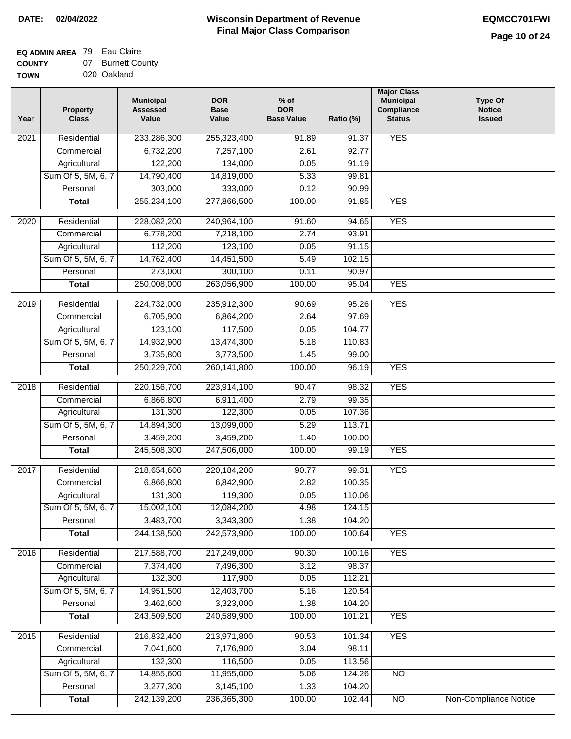**DATE:** 02/04/2022

# Wisconsin Department of Revenue
## Final Major Class Comparison

EQMCC701FWI

**EQ ADMIN AREA** 79 Eau Claire
**COUNTY** 07 Burnett County
**TOWN** 020 Oakland

| Year | Property Class | Municipal Assessed Value | DOR Base Value | % of DOR Base Value | Ratio (%) | Major Class Municipal Compliance Status | Type Of Notice Issued |
|---|---|---|---|---|---|---|---|
| 2021 | Residential | 233,286,300 | 255,323,400 | 91.89 | 91.37 | YES | |
| | Commercial | 6,732,200 | 7,257,100 | 2.61 | 92.77 | | |
| | Agricultural | 122,200 | 134,000 | 0.05 | 91.19 | | |
| | Sum Of 5, 5M, 6, 7 | 14,790,400 | 14,819,000 | 5.33 | 99.81 | | |
| | Personal | 303,000 | 333,000 | 0.12 | 90.99 | | |
| | **Total** | 255,234,100 | 277,866,500 | 100.00 | 91.85 | YES | |
| 2020 | Residential | 228,082,200 | 240,964,100 | 91.60 | 94.65 | YES | |
| | Commercial | 6,778,200 | 7,218,100 | 2.74 | 93.91 | | |
| | Agricultural | 112,200 | 123,100 | 0.05 | 91.15 | | |
| | Sum Of 5, 5M, 6, 7 | 14,762,400 | 14,451,500 | 5.49 | 102.15 | | |
| | Personal | 273,000 | 300,100 | 0.11 | 90.97 | | |
| | **Total** | 250,008,000 | 263,056,900 | 100.00 | 95.04 | YES | |
| 2019 | Residential | 224,732,000 | 235,912,300 | 90.69 | 95.26 | YES | |
| | Commercial | 6,705,900 | 6,864,200 | 2.64 | 97.69 | | |
| | Agricultural | 123,100 | 117,500 | 0.05 | 104.77 | | |
| | Sum Of 5, 5M, 6, 7 | 14,932,900 | 13,474,300 | 5.18 | 110.83 | | |
| | Personal | 3,735,800 | 3,773,500 | 1.45 | 99.00 | | |
| | **Total** | 250,229,700 | 260,141,800 | 100.00 | 96.19 | YES | |
| 2018 | Residential | 220,156,700 | 223,914,100 | 90.47 | 98.32 | YES | |
| | Commercial | 6,866,800 | 6,911,400 | 2.79 | 99.35 | | |
| | Agricultural | 131,300 | 122,300 | 0.05 | 107.36 | | |
| | Sum Of 5, 5M, 6, 7 | 14,894,300 | 13,099,000 | 5.29 | 113.71 | | |
| | Personal | 3,459,200 | 3,459,200 | 1.40 | 100.00 | | |
| | **Total** | 245,508,300 | 247,506,000 | 100.00 | 99.19 | YES | |
| 2017 | Residential | 218,654,600 | 220,184,200 | 90.77 | 99.31 | YES | |
| | Commercial | 6,866,800 | 6,842,900 | 2.82 | 100.35 | | |
| | Agricultural | 131,300 | 119,300 | 0.05 | 110.06 | | |
| | Sum Of 5, 5M, 6, 7 | 15,002,100 | 12,084,200 | 4.98 | 124.15 | | |
| | Personal | 3,483,700 | 3,343,300 | 1.38 | 104.20 | | |
| | **Total** | 244,138,500 | 242,573,900 | 100.00 | 100.64 | YES | |
| 2016 | Residential | 217,588,700 | 217,249,000 | 90.30 | 100.16 | YES | |
| | Commercial | 7,374,400 | 7,496,300 | 3.12 | 98.37 | | |
| | Agricultural | 132,300 | 117,900 | 0.05 | 112.21 | | |
| | Sum Of 5, 5M, 6, 7 | 14,951,500 | 12,403,700 | 5.16 | 120.54 | | |
| | Personal | 3,462,600 | 3,323,000 | 1.38 | 104.20 | | |
| | **Total** | 243,509,500 | 240,589,900 | 100.00 | 101.21 | YES | |
| 2015 | Residential | 216,832,400 | 213,971,800 | 90.53 | 101.34 | YES | |
| | Commercial | 7,041,600 | 7,176,900 | 3.04 | 98.11 | | |
| | Agricultural | 132,300 | 116,500 | 0.05 | 113.56 | | |
| | Sum Of 5, 5M, 6, 7 | 14,855,600 | 11,955,000 | 5.06 | 124.26 | NO | |
| | Personal | 3,277,300 | 3,145,100 | 1.33 | 104.20 | | |
| | **Total** | 242,139,200 | 236,365,300 | 100.00 | 102.44 | NO | Non-Compliance Notice |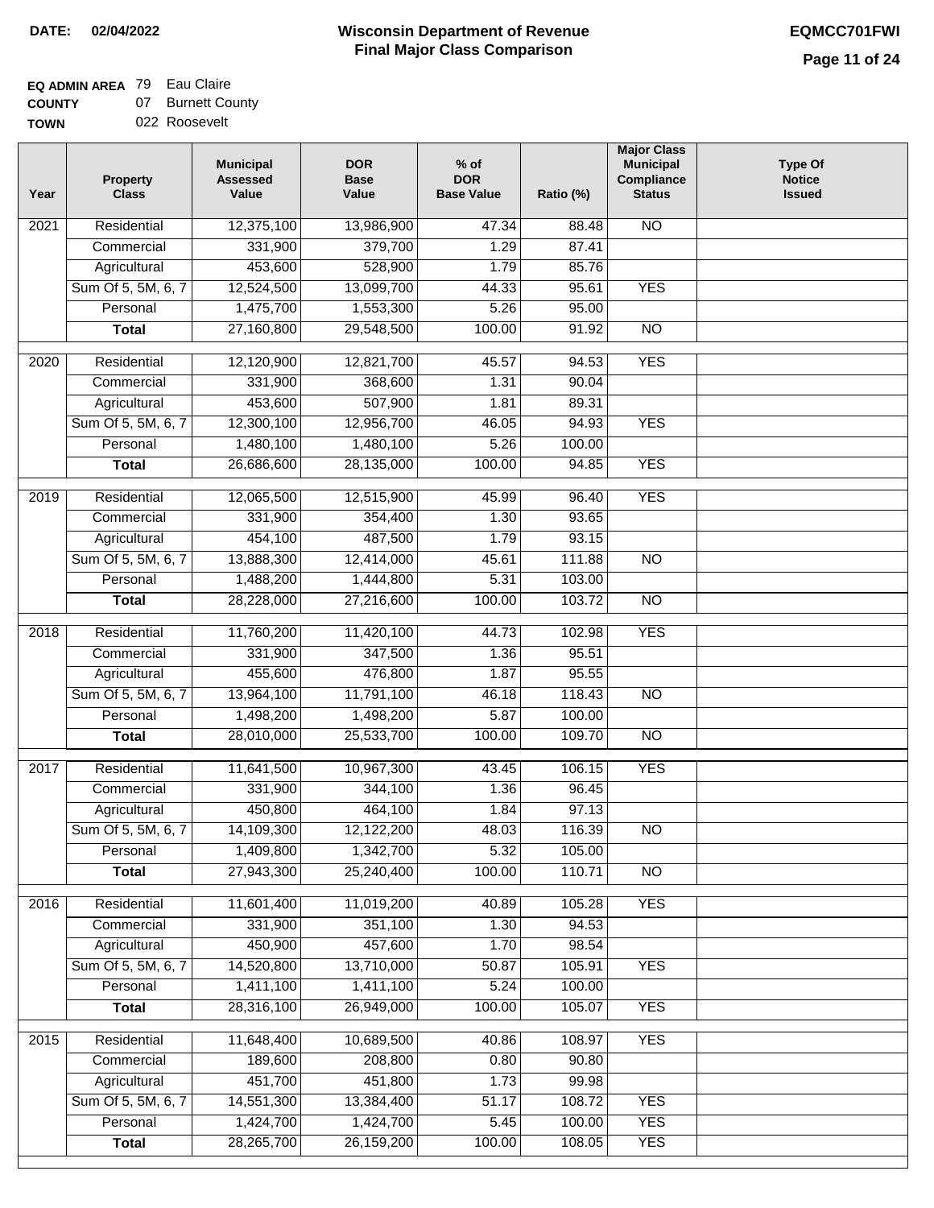**DATE: 02/04/2022**

# Wisconsin Department of Revenue
## Final Major Class Comparison

**EQMCC701FWI**

**EQ ADMIN AREA** 79 Eau Claire
**COUNTY** 07 Burnett County
**TOWN** 022 Roosevelt

| Year | Property Class | Municipal Assessed Value | DOR Base Value | % of DOR Base Value | Ratio (%) | Major Class Municipal Compliance Status | Type Of Notice Issued |
|---|---|---|---|---|---|---|---|
| 2021 | Residential | 12,375,100 | 13,986,900 | 47.34 | 88.48 | NO | |
| | Commercial | 331,900 | 379,700 | 1.29 | 87.41 | | |
| | Agricultural | 453,600 | 528,900 | 1.79 | 85.76 | | |
| | Sum Of 5, 5M, 6, 7 | 12,524,500 | 13,099,700 | 44.33 | 95.61 | YES | |
| | Personal | 1,475,700 | 1,553,300 | 5.26 | 95.00 | | |
| | **Total** | 27,160,800 | 29,548,500 | 100.00 | 91.92 | NO | |
| 2020 | Residential | 12,120,900 | 12,821,700 | 45.57 | 94.53 | YES | |
| | Commercial | 331,900 | 368,600 | 1.31 | 90.04 | | |
| | Agricultural | 453,600 | 507,900 | 1.81 | 89.31 | | |
| | Sum Of 5, 5M, 6, 7 | 12,300,100 | 12,956,700 | 46.05 | 94.93 | YES | |
| | Personal | 1,480,100 | 1,480,100 | 5.26 | 100.00 | | |
| | **Total** | 26,686,600 | 28,135,000 | 100.00 | 94.85 | YES | |
| 2019 | Residential | 12,065,500 | 12,515,900 | 45.99 | 96.40 | YES | |
| | Commercial | 331,900 | 354,400 | 1.30 | 93.65 | | |
| | Agricultural | 454,100 | 487,500 | 1.79 | 93.15 | | |
| | Sum Of 5, 5M, 6, 7 | 13,888,300 | 12,414,000 | 45.61 | 111.88 | NO | |
| | Personal | 1,488,200 | 1,444,800 | 5.31 | 103.00 | | |
| | **Total** | 28,228,000 | 27,216,600 | 100.00 | 103.72 | NO | |
| 2018 | Residential | 11,760,200 | 11,420,100 | 44.73 | 102.98 | YES | |
| | Commercial | 331,900 | 347,500 | 1.36 | 95.51 | | |
| | Agricultural | 455,600 | 476,800 | 1.87 | 95.55 | | |
| | Sum Of 5, 5M, 6, 7 | 13,964,100 | 11,791,100 | 46.18 | 118.43 | NO | |
| | Personal | 1,498,200 | 1,498,200 | 5.87 | 100.00 | | |
| | **Total** | 28,010,000 | 25,533,700 | 100.00 | 109.70 | NO | |
| 2017 | Residential | 11,641,500 | 10,967,300 | 43.45 | 106.15 | YES | |
| | Commercial | 331,900 | 344,100 | 1.36 | 96.45 | | |
| | Agricultural | 450,800 | 464,100 | 1.84 | 97.13 | | |
| | Sum Of 5, 5M, 6, 7 | 14,109,300 | 12,122,200 | 48.03 | 116.39 | NO | |
| | Personal | 1,409,800 | 1,342,700 | 5.32 | 105.00 | | |
| | **Total** | 27,943,300 | 25,240,400 | 100.00 | 110.71 | NO | |
| 2016 | Residential | 11,601,400 | 11,019,200 | 40.89 | 105.28 | YES | |
| | Commercial | 331,900 | 351,100 | 1.30 | 94.53 | | |
| | Agricultural | 450,900 | 457,600 | 1.70 | 98.54 | | |
| | Sum Of 5, 5M, 6, 7 | 14,520,800 | 13,710,000 | 50.87 | 105.91 | YES | |
| | Personal | 1,411,100 | 1,411,100 | 5.24 | 100.00 | | |
| | **Total** | 28,316,100 | 26,949,000 | 100.00 | 105.07 | YES | |
| 2015 | Residential | 11,648,400 | 10,689,500 | 40.86 | 108.97 | YES | |
| | Commercial | 189,600 | 208,800 | 0.80 | 90.80 | | |
| | Agricultural | 451,700 | 451,800 | 1.73 | 99.98 | | |
| | Sum Of 5, 5M, 6, 7 | 14,551,300 | 13,384,400 | 51.17 | 108.72 | YES | |
| | Personal | 1,424,700 | 1,424,700 | 5.45 | 100.00 | YES | |
| | **Total** | 28,265,700 | 26,159,200 | 100.00 | 108.05 | YES | |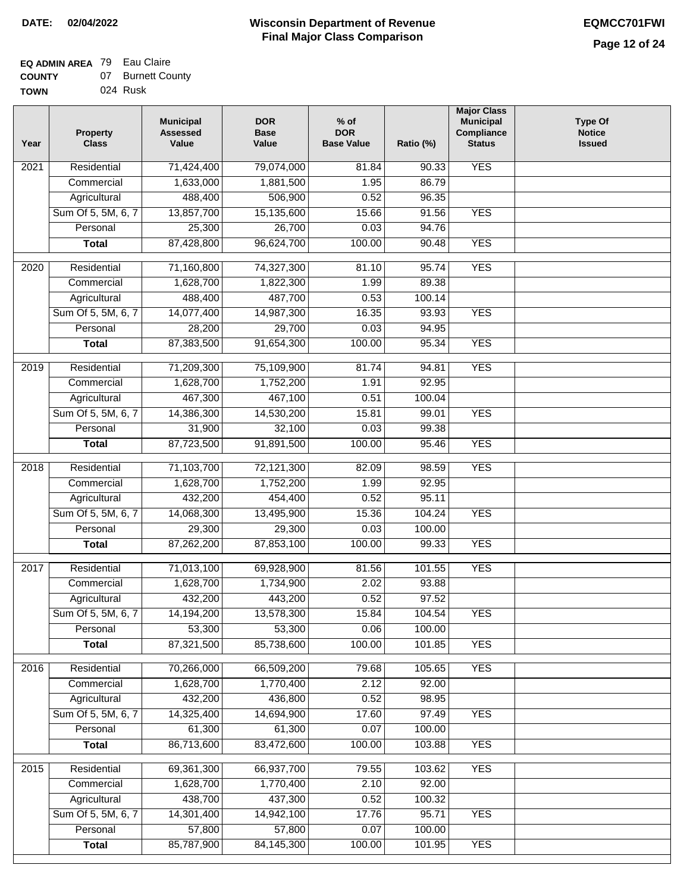**DATE: 02/04/2022**

# Wisconsin Department of Revenue
## Final Major Class Comparison

**EQMCC701FWI**

**EQ ADMIN AREA** 79 Eau Claire
**COUNTY** 07 Burnett County
**TOWN** 024 Rusk

| Year | Property Class | Municipal Assessed Value | DOR Base Value | % of DOR Base Value | Ratio (%) | Major Class Municipal Compliance Status | Type Of Notice Issued |
|---|---|---|---|---|---|---|---|
| 2021 | Residential | 71,424,400 | 79,074,000 | 81.84 | 90.33 | YES | |
| | Commercial | 1,633,000 | 1,881,500 | 1.95 | 86.79 | | |
| | Agricultural | 488,400 | 506,900 | 0.52 | 96.35 | | |
| | Sum Of 5, 5M, 6, 7 | 13,857,700 | 15,135,600 | 15.66 | 91.56 | YES | |
| | Personal | 25,300 | 26,700 | 0.03 | 94.76 | | |
| | **Total** | 87,428,800 | 96,624,700 | 100.00 | 90.48 | YES | |
| 2020 | Residential | 71,160,800 | 74,327,300 | 81.10 | 95.74 | YES | |
| | Commercial | 1,628,700 | 1,822,300 | 1.99 | 89.38 | | |
| | Agricultural | 488,400 | 487,700 | 0.53 | 100.14 | | |
| | Sum Of 5, 5M, 6, 7 | 14,077,400 | 14,987,300 | 16.35 | 93.93 | YES | |
| | Personal | 28,200 | 29,700 | 0.03 | 94.95 | | |
| | **Total** | 87,383,500 | 91,654,300 | 100.00 | 95.34 | YES | |
| 2019 | Residential | 71,209,300 | 75,109,900 | 81.74 | 94.81 | YES | |
| | Commercial | 1,628,700 | 1,752,200 | 1.91 | 92.95 | | |
| | Agricultural | 467,300 | 467,100 | 0.51 | 100.04 | | |
| | Sum Of 5, 5M, 6, 7 | 14,386,300 | 14,530,200 | 15.81 | 99.01 | YES | |
| | Personal | 31,900 | 32,100 | 0.03 | 99.38 | | |
| | **Total** | 87,723,500 | 91,891,500 | 100.00 | 95.46 | YES | |
| 2018 | Residential | 71,103,700 | 72,121,300 | 82.09 | 98.59 | YES | |
| | Commercial | 1,628,700 | 1,752,200 | 1.99 | 92.95 | | |
| | Agricultural | 432,200 | 454,400 | 0.52 | 95.11 | | |
| | Sum Of 5, 5M, 6, 7 | 14,068,300 | 13,495,900 | 15.36 | 104.24 | YES | |
| | Personal | 29,300 | 29,300 | 0.03 | 100.00 | | |
| | **Total** | 87,262,200 | 87,853,100 | 100.00 | 99.33 | YES | |
| 2017 | Residential | 71,013,100 | 69,928,900 | 81.56 | 101.55 | YES | |
| | Commercial | 1,628,700 | 1,734,900 | 2.02 | 93.88 | | |
| | Agricultural | 432,200 | 443,200 | 0.52 | 97.52 | | |
| | Sum Of 5, 5M, 6, 7 | 14,194,200 | 13,578,300 | 15.84 | 104.54 | YES | |
| | Personal | 53,300 | 53,300 | 0.06 | 100.00 | | |
| | **Total** | 87,321,500 | 85,738,600 | 100.00 | 101.85 | YES | |
| 2016 | Residential | 70,266,000 | 66,509,200 | 79.68 | 105.65 | YES | |
| | Commercial | 1,628,700 | 1,770,400 | 2.12 | 92.00 | | |
| | Agricultural | 432,200 | 436,800 | 0.52 | 98.95 | | |
| | Sum Of 5, 5M, 6, 7 | 14,325,400 | 14,694,900 | 17.60 | 97.49 | YES | |
| | Personal | 61,300 | 61,300 | 0.07 | 100.00 | | |
| | **Total** | 86,713,600 | 83,472,600 | 100.00 | 103.88 | YES | |
| 2015 | Residential | 69,361,300 | 66,937,700 | 79.55 | 103.62 | YES | |
| | Commercial | 1,628,700 | 1,770,400 | 2.10 | 92.00 | | |
| | Agricultural | 438,700 | 437,300 | 0.52 | 100.32 | | |
| | Sum Of 5, 5M, 6, 7 | 14,301,400 | 14,942,100 | 17.76 | 95.71 | YES | |
| | Personal | 57,800 | 57,800 | 0.07 | 100.00 | | |
| | **Total** | 85,787,900 | 84,145,300 | 100.00 | 101.95 | YES | |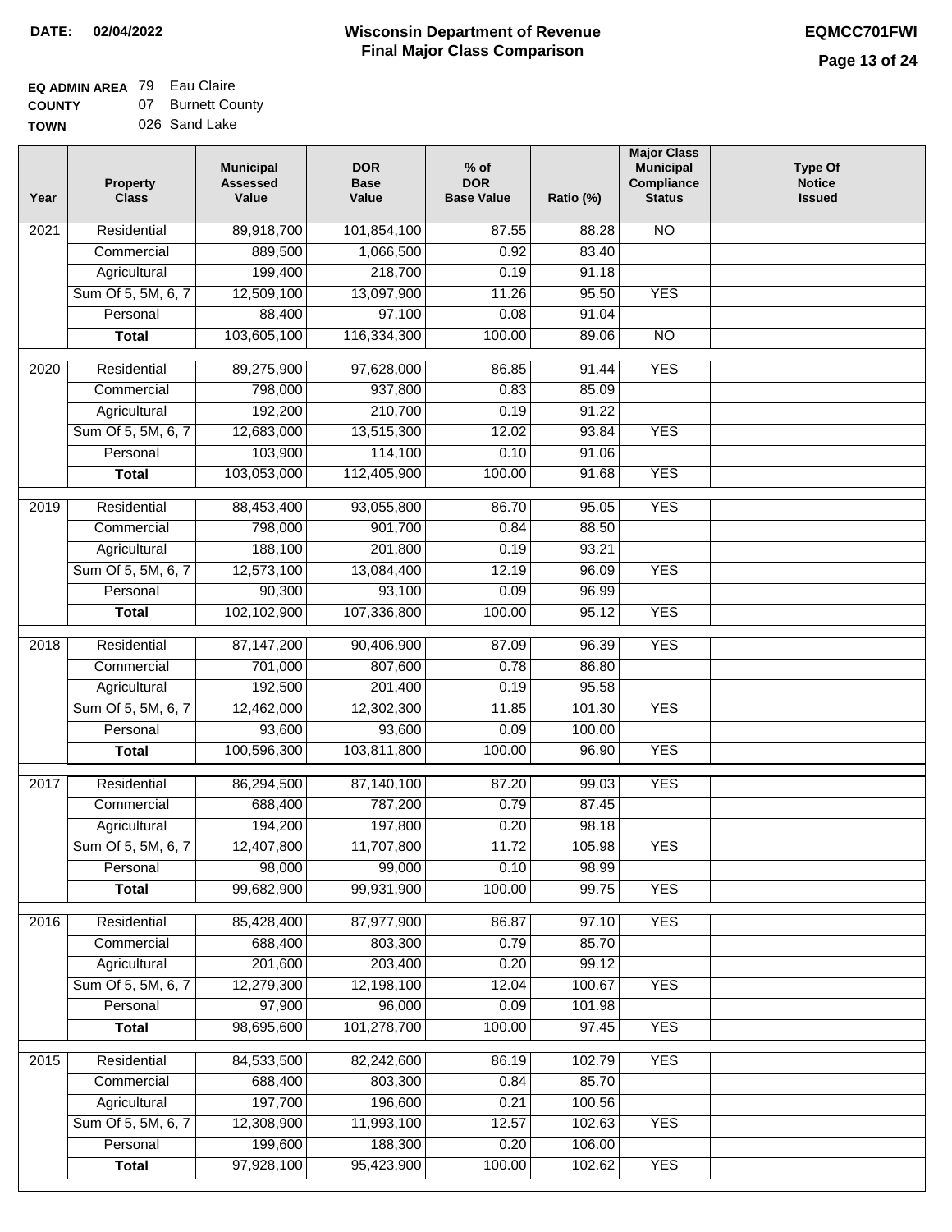**DATE: 02/04/2022**

# Wisconsin Department of Revenue
## Final Major Class Comparison

**EQMCC701FWI**

**EQ ADMIN AREA** 79 Eau Claire
**COUNTY** 07 Burnett County
**TOWN** 026 Sand Lake

| Year | Property Class | Municipal Assessed Value | DOR Base Value | % of DOR Base Value | Ratio (%) | Major Class Municipal Compliance Status | Type Of Notice Issued |
|---|---|---|---|---|---|---|---|
| 2021 | Residential | 89,918,700 | 101,854,100 | 87.55 | 88.28 | NO | |
| | Commercial | 889,500 | 1,066,500 | 0.92 | 83.40 | | |
| | Agricultural | 199,400 | 218,700 | 0.19 | 91.18 | | |
| | Sum Of 5, 5M, 6, 7 | 12,509,100 | 13,097,900 | 11.26 | 95.50 | YES | |
| | Personal | 88,400 | 97,100 | 0.08 | 91.04 | | |
| | **Total** | 103,605,100 | 116,334,300 | 100.00 | 89.06 | NO | |
| 2020 | Residential | 89,275,900 | 97,628,000 | 86.85 | 91.44 | YES | |
| | Commercial | 798,000 | 937,800 | 0.83 | 85.09 | | |
| | Agricultural | 192,200 | 210,700 | 0.19 | 91.22 | | |
| | Sum Of 5, 5M, 6, 7 | 12,683,000 | 13,515,300 | 12.02 | 93.84 | YES | |
| | Personal | 103,900 | 114,100 | 0.10 | 91.06 | | |
| | **Total** | 103,053,000 | 112,405,900 | 100.00 | 91.68 | YES | |
| 2019 | Residential | 88,453,400 | 93,055,800 | 86.70 | 95.05 | YES | |
| | Commercial | 798,000 | 901,700 | 0.84 | 88.50 | | |
| | Agricultural | 188,100 | 201,800 | 0.19 | 93.21 | | |
| | Sum Of 5, 5M, 6, 7 | 12,573,100 | 13,084,400 | 12.19 | 96.09 | YES | |
| | Personal | 90,300 | 93,100 | 0.09 | 96.99 | | |
| | **Total** | 102,102,900 | 107,336,800 | 100.00 | 95.12 | YES | |
| 2018 | Residential | 87,147,200 | 90,406,900 | 87.09 | 96.39 | YES | |
| | Commercial | 701,000 | 807,600 | 0.78 | 86.80 | | |
| | Agricultural | 192,500 | 201,400 | 0.19 | 95.58 | | |
| | Sum Of 5, 5M, 6, 7 | 12,462,000 | 12,302,300 | 11.85 | 101.30 | YES | |
| | Personal | 93,600 | 93,600 | 0.09 | 100.00 | | |
| | **Total** | 100,596,300 | 103,811,800 | 100.00 | 96.90 | YES | |
| 2017 | Residential | 86,294,500 | 87,140,100 | 87.20 | 99.03 | YES | |
| | Commercial | 688,400 | 787,200 | 0.79 | 87.45 | | |
| | Agricultural | 194,200 | 197,800 | 0.20 | 98.18 | | |
| | Sum Of 5, 5M, 6, 7 | 12,407,800 | 11,707,800 | 11.72 | 105.98 | YES | |
| | Personal | 98,000 | 99,000 | 0.10 | 98.99 | | |
| | **Total** | 99,682,900 | 99,931,900 | 100.00 | 99.75 | YES | |
| 2016 | Residential | 85,428,400 | 87,977,900 | 86.87 | 97.10 | YES | |
| | Commercial | 688,400 | 803,300 | 0.79 | 85.70 | | |
| | Agricultural | 201,600 | 203,400 | 0.20 | 99.12 | | |
| | Sum Of 5, 5M, 6, 7 | 12,279,300 | 12,198,100 | 12.04 | 100.67 | YES | |
| | Personal | 97,900 | 96,000 | 0.09 | 101.98 | | |
| | **Total** | 98,695,600 | 101,278,700 | 100.00 | 97.45 | YES | |
| 2015 | Residential | 84,533,500 | 82,242,600 | 86.19 | 102.79 | YES | |
| | Commercial | 688,400 | 803,300 | 0.84 | 85.70 | | |
| | Agricultural | 197,700 | 196,600 | 0.21 | 100.56 | | |
| | Sum Of 5, 5M, 6, 7 | 12,308,900 | 11,993,100 | 12.57 | 102.63 | YES | |
| | Personal | 199,600 | 188,300 | 0.20 | 106.00 | | |
| | **Total** | 97,928,100 | 95,423,900 | 100.00 | 102.62 | YES | |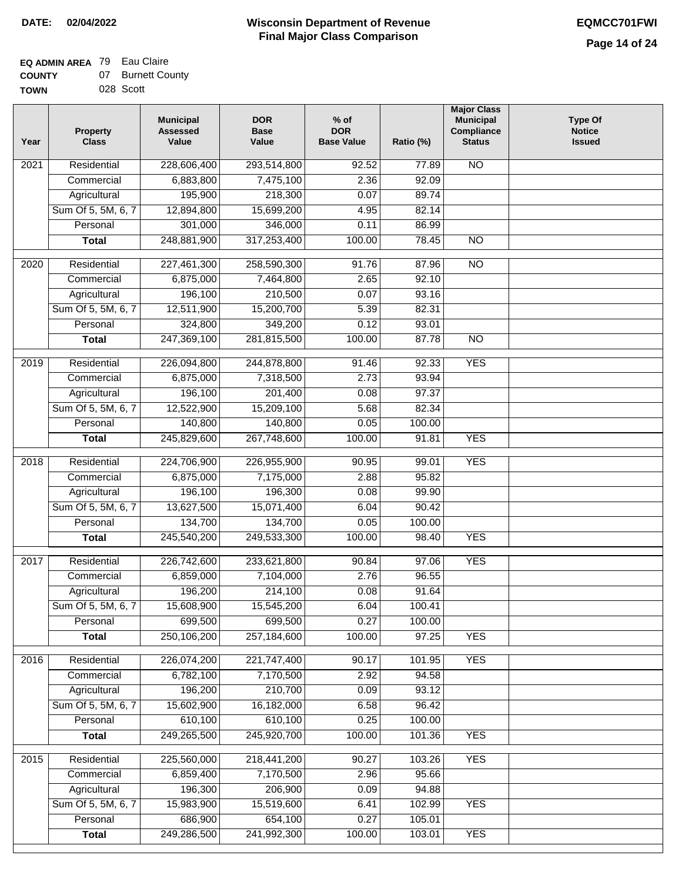DATE: 02/04/2022

# Wisconsin Department of Revenue
## Final Major Class Comparison

EQMCC701FWI

**EQ ADMIN AREA** 79 Eau Claire
**COUNTY** 07 Burnett County
**TOWN** 028 Scott

| Year | Property Class | Municipal Assessed Value | DOR Base Value | % of DOR Base Value | Ratio (%) | Major Class Municipal Compliance Status | Type Of Notice Issued |
|---|---|---|---|---|---|---|---|
| 2021 | Residential | 228,606,400 | 293,514,800 | 92.52 | 77.89 | NO | |
| | Commercial | 6,883,800 | 7,475,100 | 2.36 | 92.09 | | |
| | Agricultural | 195,900 | 218,300 | 0.07 | 89.74 | | |
| | Sum Of 5, 5M, 6, 7 | 12,894,800 | 15,699,200 | 4.95 | 82.14 | | |
| | Personal | 301,000 | 346,000 | 0.11 | 86.99 | | |
| | **Total** | 248,881,900 | 317,253,400 | 100.00 | 78.45 | NO | |
| 2020 | Residential | 227,461,300 | 258,590,300 | 91.76 | 87.96 | NO | |
| | Commercial | 6,875,000 | 7,464,800 | 2.65 | 92.10 | | |
| | Agricultural | 196,100 | 210,500 | 0.07 | 93.16 | | |
| | Sum Of 5, 5M, 6, 7 | 12,511,900 | 15,200,700 | 5.39 | 82.31 | | |
| | Personal | 324,800 | 349,200 | 0.12 | 93.01 | | |
| | **Total** | 247,369,100 | 281,815,500 | 100.00 | 87.78 | NO | |
| 2019 | Residential | 226,094,800 | 244,878,800 | 91.46 | 92.33 | YES | |
| | Commercial | 6,875,000 | 7,318,500 | 2.73 | 93.94 | | |
| | Agricultural | 196,100 | 201,400 | 0.08 | 97.37 | | |
| | Sum Of 5, 5M, 6, 7 | 12,522,900 | 15,209,100 | 5.68 | 82.34 | | |
| | Personal | 140,800 | 140,800 | 0.05 | 100.00 | | |
| | **Total** | 245,829,600 | 267,748,600 | 100.00 | 91.81 | YES | |
| 2018 | Residential | 224,706,900 | 226,955,900 | 90.95 | 99.01 | YES | |
| | Commercial | 6,875,000 | 7,175,000 | 2.88 | 95.82 | | |
| | Agricultural | 196,100 | 196,300 | 0.08 | 99.90 | | |
| | Sum Of 5, 5M, 6, 7 | 13,627,500 | 15,071,400 | 6.04 | 90.42 | | |
| | Personal | 134,700 | 134,700 | 0.05 | 100.00 | | |
| | **Total** | 245,540,200 | 249,533,300 | 100.00 | 98.40 | YES | |
| 2017 | Residential | 226,742,600 | 233,621,800 | 90.84 | 97.06 | YES | |
| | Commercial | 6,859,000 | 7,104,000 | 2.76 | 96.55 | | |
| | Agricultural | 196,200 | 214,100 | 0.08 | 91.64 | | |
| | Sum Of 5, 5M, 6, 7 | 15,608,900 | 15,545,200 | 6.04 | 100.41 | | |
| | Personal | 699,500 | 699,500 | 0.27 | 100.00 | | |
| | **Total** | 250,106,200 | 257,184,600 | 100.00 | 97.25 | YES | |
| 2016 | Residential | 226,074,200 | 221,747,400 | 90.17 | 101.95 | YES | |
| | Commercial | 6,782,100 | 7,170,500 | 2.92 | 94.58 | | |
| | Agricultural | 196,200 | 210,700 | 0.09 | 93.12 | | |
| | Sum Of 5, 5M, 6, 7 | 15,602,900 | 16,182,000 | 6.58 | 96.42 | | |
| | Personal | 610,100 | 610,100 | 0.25 | 100.00 | | |
| | **Total** | 249,265,500 | 245,920,700 | 100.00 | 101.36 | YES | |
| 2015 | Residential | 225,560,000 | 218,441,200 | 90.27 | 103.26 | YES | |
| | Commercial | 6,859,400 | 7,170,500 | 2.96 | 95.66 | | |
| | Agricultural | 196,300 | 206,900 | 0.09 | 94.88 | | |
| | Sum Of 5, 5M, 6, 7 | 15,983,900 | 15,519,600 | 6.41 | 102.99 | YES | |
| | Personal | 686,900 | 654,100 | 0.27 | 105.01 | | |
| | **Total** | 249,286,500 | 241,992,300 | 100.00 | 103.01 | YES | |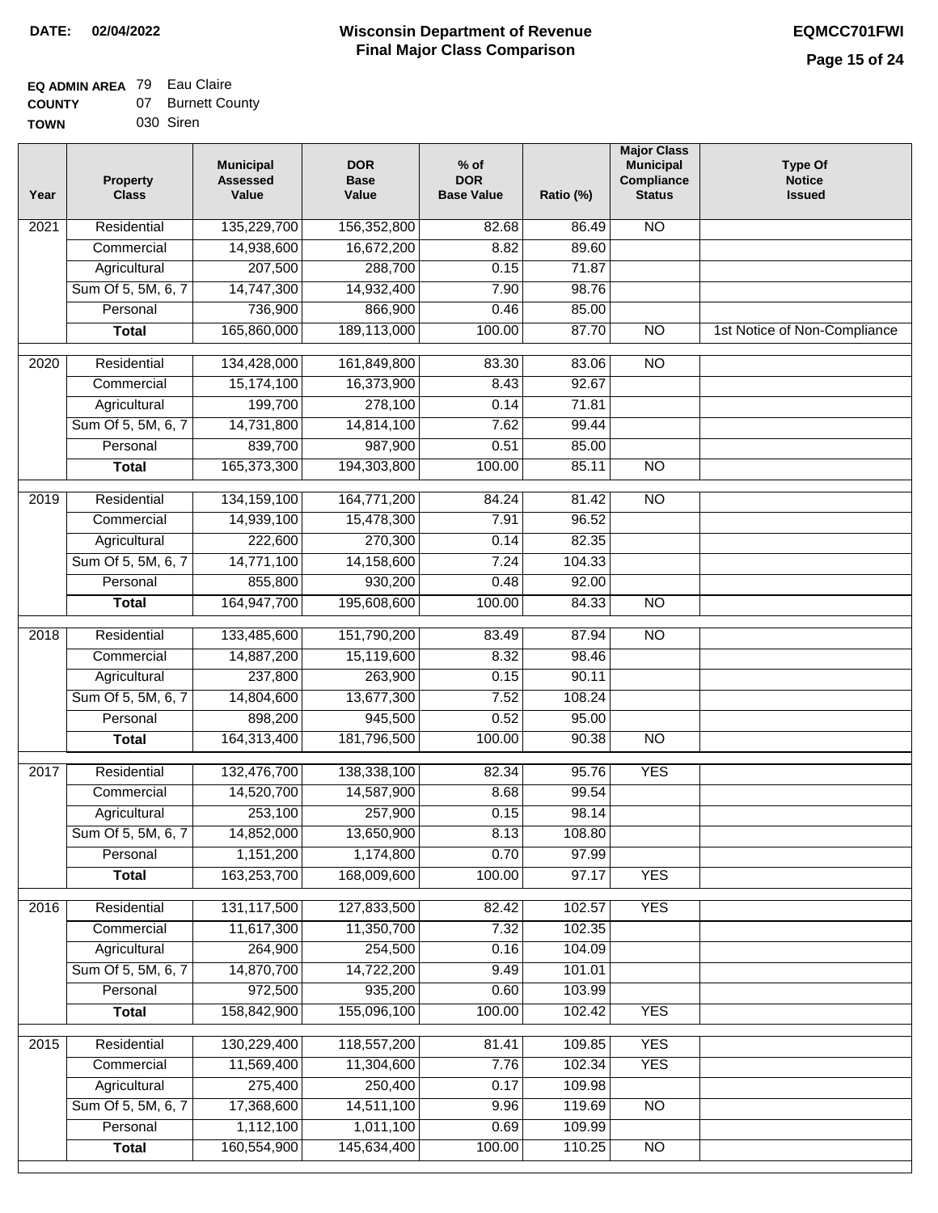**DATE:** 02/04/2022

# Wisconsin Department of Revenue
## Final Major Class Comparison

**EQMCC701FWI**

**EQ ADMIN AREA** 79 Eau Claire
**COUNTY** 07 Burnett County
**TOWN** 030 Siren

| Year | Property Class | Municipal Assessed Value | DOR Base Value | % of DOR Base Value | Ratio (%) | Major Class Municipal Compliance Status | Type Of Notice Issued |
|---|---|---|---|---|---|---|---|
| 2021 | Residential | 135,229,700 | 156,352,800 | 82.68 | 86.49 | NO | |
| | Commercial | 14,938,600 | 16,672,200 | 8.82 | 89.60 | | |
| | Agricultural | 207,500 | 288,700 | 0.15 | 71.87 | | |
| | Sum Of 5, 5M, 6, 7 | 14,747,300 | 14,932,400 | 7.90 | 98.76 | | |
| | Personal | 736,900 | 866,900 | 0.46 | 85.00 | | |
| | **Total** | 165,860,000 | 189,113,000 | 100.00 | 87.70 | NO | 1st Notice of Non-Compliance |
| 2020 | Residential | 134,428,000 | 161,849,800 | 83.30 | 83.06 | NO | |
| | Commercial | 15,174,100 | 16,373,900 | 8.43 | 92.67 | | |
| | Agricultural | 199,700 | 278,100 | 0.14 | 71.81 | | |
| | Sum Of 5, 5M, 6, 7 | 14,731,800 | 14,814,100 | 7.62 | 99.44 | | |
| | Personal | 839,700 | 987,900 | 0.51 | 85.00 | | |
| | **Total** | 165,373,300 | 194,303,800 | 100.00 | 85.11 | NO | |
| 2019 | Residential | 134,159,100 | 164,771,200 | 84.24 | 81.42 | NO | |
| | Commercial | 14,939,100 | 15,478,300 | 7.91 | 96.52 | | |
| | Agricultural | 222,600 | 270,300 | 0.14 | 82.35 | | |
| | Sum Of 5, 5M, 6, 7 | 14,771,100 | 14,158,600 | 7.24 | 104.33 | | |
| | Personal | 855,800 | 930,200 | 0.48 | 92.00 | | |
| | **Total** | 164,947,700 | 195,608,600 | 100.00 | 84.33 | NO | |
| 2018 | Residential | 133,485,600 | 151,790,200 | 83.49 | 87.94 | NO | |
| | Commercial | 14,887,200 | 15,119,600 | 8.32 | 98.46 | | |
| | Agricultural | 237,800 | 263,900 | 0.15 | 90.11 | | |
| | Sum Of 5, 5M, 6, 7 | 14,804,600 | 13,677,300 | 7.52 | 108.24 | | |
| | Personal | 898,200 | 945,500 | 0.52 | 95.00 | | |
| | **Total** | 164,313,400 | 181,796,500 | 100.00 | 90.38 | NO | |
| 2017 | Residential | 132,476,700 | 138,338,100 | 82.34 | 95.76 | YES | |
| | Commercial | 14,520,700 | 14,587,900 | 8.68 | 99.54 | | |
| | Agricultural | 253,100 | 257,900 | 0.15 | 98.14 | | |
| | Sum Of 5, 5M, 6, 7 | 14,852,000 | 13,650,900 | 8.13 | 108.80 | | |
| | Personal | 1,151,200 | 1,174,800 | 0.70 | 97.99 | | |
| | **Total** | 163,253,700 | 168,009,600 | 100.00 | 97.17 | YES | |
| 2016 | Residential | 131,117,500 | 127,833,500 | 82.42 | 102.57 | YES | |
| | Commercial | 11,617,300 | 11,350,700 | 7.32 | 102.35 | | |
| | Agricultural | 264,900 | 254,500 | 0.16 | 104.09 | | |
| | Sum Of 5, 5M, 6, 7 | 14,870,700 | 14,722,200 | 9.49 | 101.01 | | |
| | Personal | 972,500 | 935,200 | 0.60 | 103.99 | | |
| | **Total** | 158,842,900 | 155,096,100 | 100.00 | 102.42 | YES | |
| 2015 | Residential | 130,229,400 | 118,557,200 | 81.41 | 109.85 | YES | |
| | Commercial | 11,569,400 | 11,304,600 | 7.76 | 102.34 | YES | |
| | Agricultural | 275,400 | 250,400 | 0.17 | 109.98 | | |
| | Sum Of 5, 5M, 6, 7 | 17,368,600 | 14,511,100 | 9.96 | 119.69 | NO | |
| | Personal | 1,112,100 | 1,011,100 | 0.69 | 109.99 | | |
| | **Total** | 160,554,900 | 145,634,400 | 100.00 | 110.25 | NO | |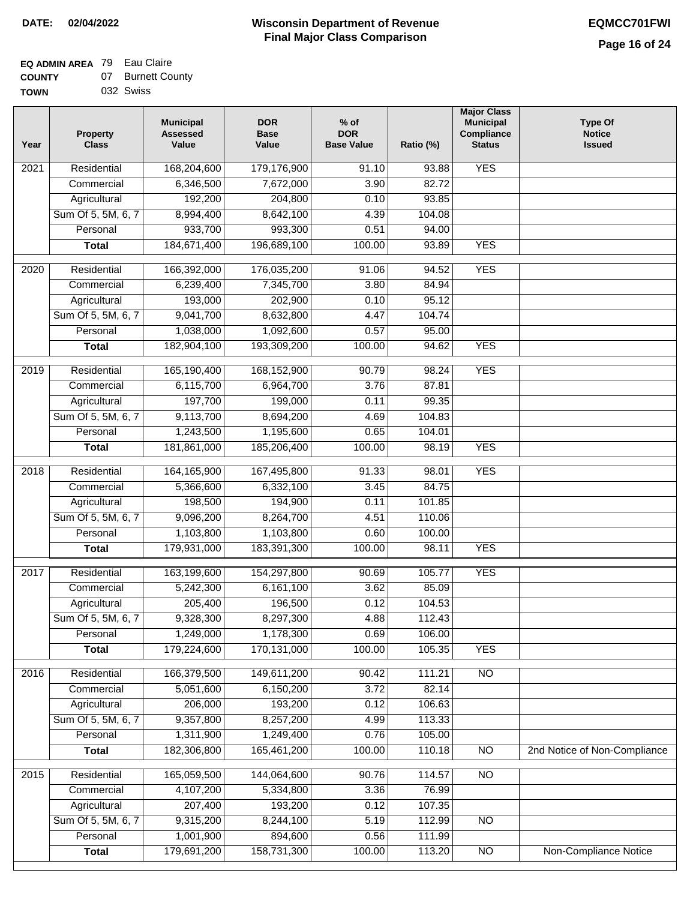**DATE: 02/04/2022**

# Wisconsin Department of Revenue
## Final Major Class Comparison

**EQMCC701FWI**

**EQ ADMIN AREA** 79 Eau Claire
**COUNTY** 07 Burnett County
**TOWN** 032 Swiss

| Year | Property Class | Municipal Assessed Value | DOR Base Value | % of DOR Base Value | Ratio (%) | Major Class Municipal Compliance Status | Type Of Notice Issued |
|---|---|---|---|---|---|---|---|
| 2021 | Residential | 168,204,600 | 179,176,900 | 91.10 | 93.88 | YES | |
| | Commercial | 6,346,500 | 7,672,000 | 3.90 | 82.72 | | |
| | Agricultural | 192,200 | 204,800 | 0.10 | 93.85 | | |
| | Sum Of 5, 5M, 6, 7 | 8,994,400 | 8,642,100 | 4.39 | 104.08 | | |
| | Personal | 933,700 | 993,300 | 0.51 | 94.00 | | |
| | **Total** | 184,671,400 | 196,689,100 | 100.00 | 93.89 | YES | |
| 2020 | Residential | 166,392,000 | 176,035,200 | 91.06 | 94.52 | YES | |
| | Commercial | 6,239,400 | 7,345,700 | 3.80 | 84.94 | | |
| | Agricultural | 193,000 | 202,900 | 0.10 | 95.12 | | |
| | Sum Of 5, 5M, 6, 7 | 9,041,700 | 8,632,800 | 4.47 | 104.74 | | |
| | Personal | 1,038,000 | 1,092,600 | 0.57 | 95.00 | | |
| | **Total** | 182,904,100 | 193,309,200 | 100.00 | 94.62 | YES | |
| 2019 | Residential | 165,190,400 | 168,152,900 | 90.79 | 98.24 | YES | |
| | Commercial | 6,115,700 | 6,964,700 | 3.76 | 87.81 | | |
| | Agricultural | 197,700 | 199,000 | 0.11 | 99.35 | | |
| | Sum Of 5, 5M, 6, 7 | 9,113,700 | 8,694,200 | 4.69 | 104.83 | | |
| | Personal | 1,243,500 | 1,195,600 | 0.65 | 104.01 | | |
| | **Total** | 181,861,000 | 185,206,400 | 100.00 | 98.19 | YES | |
| 2018 | Residential | 164,165,900 | 167,495,800 | 91.33 | 98.01 | YES | |
| | Commercial | 5,366,600 | 6,332,100 | 3.45 | 84.75 | | |
| | Agricultural | 198,500 | 194,900 | 0.11 | 101.85 | | |
| | Sum Of 5, 5M, 6, 7 | 9,096,200 | 8,264,700 | 4.51 | 110.06 | | |
| | Personal | 1,103,800 | 1,103,800 | 0.60 | 100.00 | | |
| | **Total** | 179,931,000 | 183,391,300 | 100.00 | 98.11 | YES | |
| 2017 | Residential | 163,199,600 | 154,297,800 | 90.69 | 105.77 | YES | |
| | Commercial | 5,242,300 | 6,161,100 | 3.62 | 85.09 | | |
| | Agricultural | 205,400 | 196,500 | 0.12 | 104.53 | | |
| | Sum Of 5, 5M, 6, 7 | 9,328,300 | 8,297,300 | 4.88 | 112.43 | | |
| | Personal | 1,249,000 | 1,178,300 | 0.69 | 106.00 | | |
| | **Total** | 179,224,600 | 170,131,000 | 100.00 | 105.35 | YES | |
| 2016 | Residential | 166,379,500 | 149,611,200 | 90.42 | 111.21 | NO | |
| | Commercial | 5,051,600 | 6,150,200 | 3.72 | 82.14 | | |
| | Agricultural | 206,000 | 193,200 | 0.12 | 106.63 | | |
| | Sum Of 5, 5M, 6, 7 | 9,357,800 | 8,257,200 | 4.99 | 113.33 | | |
| | Personal | 1,311,900 | 1,249,400 | 0.76 | 105.00 | | |
| | **Total** | 182,306,800 | 165,461,200 | 100.00 | 110.18 | NO | 2nd Notice of Non-Compliance |
| 2015 | Residential | 165,059,500 | 144,064,600 | 90.76 | 114.57 | NO | |
| | Commercial | 4,107,200 | 5,334,800 | 3.36 | 76.99 | | |
| | Agricultural | 207,400 | 193,200 | 0.12 | 107.35 | | |
| | Sum Of 5, 5M, 6, 7 | 9,315,200 | 8,244,100 | 5.19 | 112.99 | NO | |
| | Personal | 1,001,900 | 894,600 | 0.56 | 111.99 | | |
| | **Total** | 179,691,200 | 158,731,300 | 100.00 | 113.20 | NO | Non-Compliance Notice |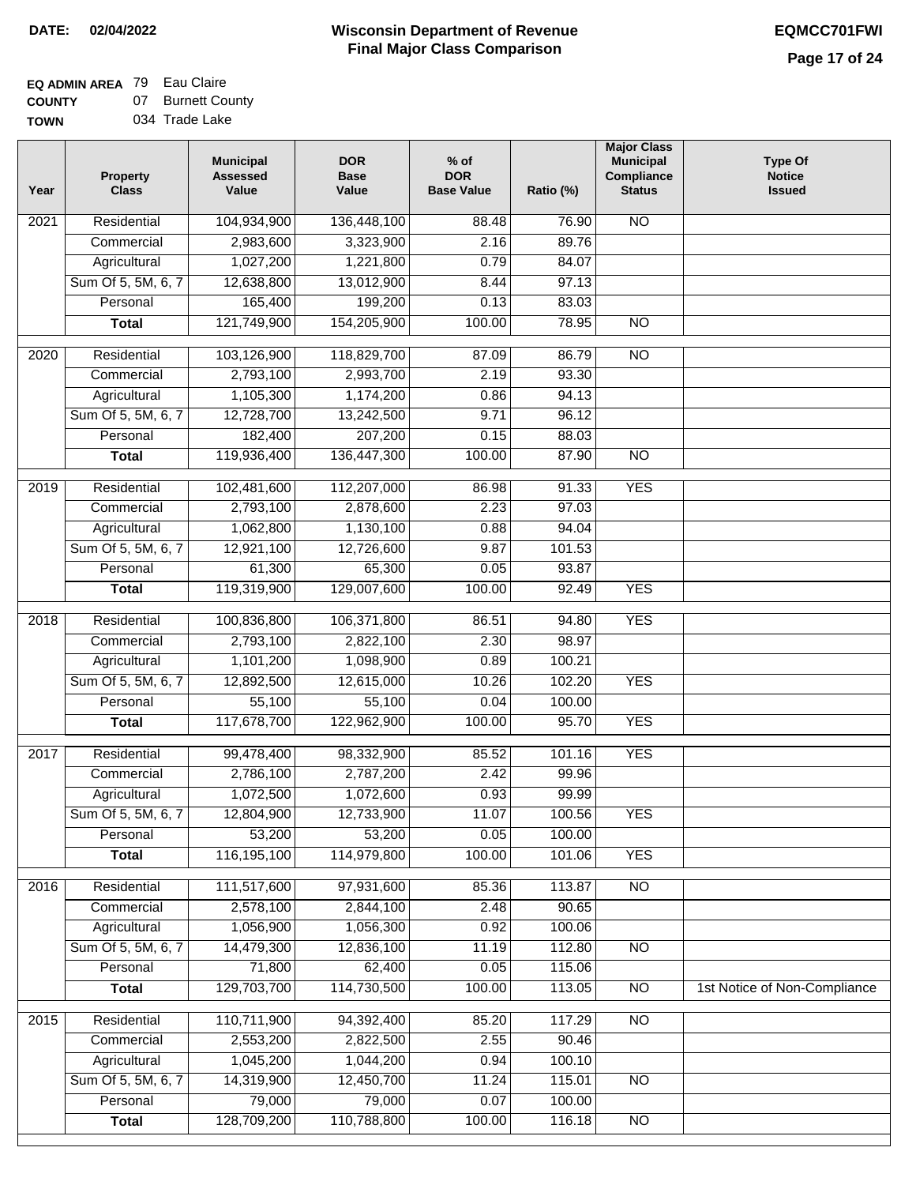**DATE:** 02/04/2022

# Wisconsin Department of Revenue
## Final Major Class Comparison

**EQMCC701FWI**

**EQ ADMIN AREA** 79 Eau Claire
**COUNTY** 07 Burnett County
**TOWN** 034 Trade Lake

| Year | Property Class | Municipal Assessed Value | DOR Base Value | % of DOR Base Value | Ratio (%) | Major Class Municipal Compliance Status | Type Of Notice Issued |
|---|---|---|---|---|---|---|---|
| 2021 | Residential | 104,934,900 | 136,448,100 | 88.48 | 76.90 | NO | |
| | Commercial | 2,983,600 | 3,323,900 | 2.16 | 89.76 | | |
| | Agricultural | 1,027,200 | 1,221,800 | 0.79 | 84.07 | | |
| | Sum Of 5, 5M, 6, 7 | 12,638,800 | 13,012,900 | 8.44 | 97.13 | | |
| | Personal | 165,400 | 199,200 | 0.13 | 83.03 | | |
| | **Total** | 121,749,900 | 154,205,900 | 100.00 | 78.95 | NO | |
| 2020 | Residential | 103,126,900 | 118,829,700 | 87.09 | 86.79 | NO | |
| | Commercial | 2,793,100 | 2,993,700 | 2.19 | 93.30 | | |
| | Agricultural | 1,105,300 | 1,174,200 | 0.86 | 94.13 | | |
| | Sum Of 5, 5M, 6, 7 | 12,728,700 | 13,242,500 | 9.71 | 96.12 | | |
| | Personal | 182,400 | 207,200 | 0.15 | 88.03 | | |
| | **Total** | 119,936,400 | 136,447,300 | 100.00 | 87.90 | NO | |
| 2019 | Residential | 102,481,600 | 112,207,000 | 86.98 | 91.33 | YES | |
| | Commercial | 2,793,100 | 2,878,600 | 2.23 | 97.03 | | |
| | Agricultural | 1,062,800 | 1,130,100 | 0.88 | 94.04 | | |
| | Sum Of 5, 5M, 6, 7 | 12,921,100 | 12,726,600 | 9.87 | 101.53 | | |
| | Personal | 61,300 | 65,300 | 0.05 | 93.87 | | |
| | **Total** | 119,319,900 | 129,007,600 | 100.00 | 92.49 | YES | |
| 2018 | Residential | 100,836,800 | 106,371,800 | 86.51 | 94.80 | YES | |
| | Commercial | 2,793,100 | 2,822,100 | 2.30 | 98.97 | | |
| | Agricultural | 1,101,200 | 1,098,900 | 0.89 | 100.21 | | |
| | Sum Of 5, 5M, 6, 7 | 12,892,500 | 12,615,000 | 10.26 | 102.20 | YES | |
| | Personal | 55,100 | 55,100 | 0.04 | 100.00 | | |
| | **Total** | 117,678,700 | 122,962,900 | 100.00 | 95.70 | YES | |
| 2017 | Residential | 99,478,400 | 98,332,900 | 85.52 | 101.16 | YES | |
| | Commercial | 2,786,100 | 2,787,200 | 2.42 | 99.96 | | |
| | Agricultural | 1,072,500 | 1,072,600 | 0.93 | 99.99 | | |
| | Sum Of 5, 5M, 6, 7 | 12,804,900 | 12,733,900 | 11.07 | 100.56 | YES | |
| | Personal | 53,200 | 53,200 | 0.05 | 100.00 | | |
| | **Total** | 116,195,100 | 114,979,800 | 100.00 | 101.06 | YES | |
| 2016 | Residential | 111,517,600 | 97,931,600 | 85.36 | 113.87 | NO | |
| | Commercial | 2,578,100 | 2,844,100 | 2.48 | 90.65 | | |
| | Agricultural | 1,056,900 | 1,056,300 | 0.92 | 100.06 | | |
| | Sum Of 5, 5M, 6, 7 | 14,479,300 | 12,836,100 | 11.19 | 112.80 | NO | |
| | Personal | 71,800 | 62,400 | 0.05 | 115.06 | | |
| | **Total** | 129,703,700 | 114,730,500 | 100.00 | 113.05 | NO | 1st Notice of Non-Compliance |
| 2015 | Residential | 110,711,900 | 94,392,400 | 85.20 | 117.29 | NO | |
| | Commercial | 2,553,200 | 2,822,500 | 2.55 | 90.46 | | |
| | Agricultural | 1,045,200 | 1,044,200 | 0.94 | 100.10 | | |
| | Sum Of 5, 5M, 6, 7 | 14,319,900 | 12,450,700 | 11.24 | 115.01 | NO | |
| | Personal | 79,000 | 79,000 | 0.07 | 100.00 | | |
| | **Total** | 128,709,200 | 110,788,800 | 100.00 | 116.18 | NO | |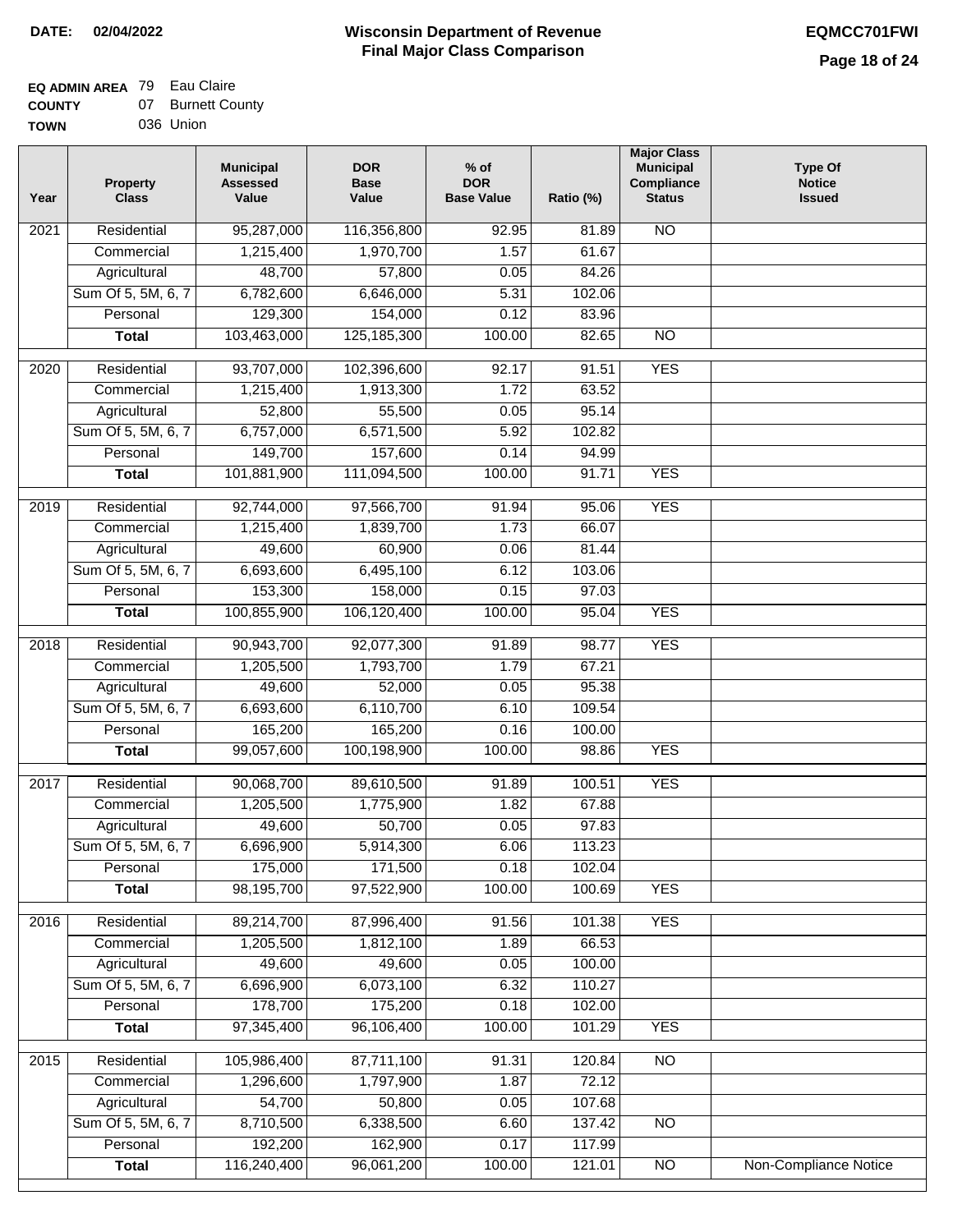**DATE: 02/04/2022**

# Wisconsin Department of Revenue
## Final Major Class Comparison

**EQMCC701FWI**

**EQ ADMIN AREA** 79 Eau Claire
**COUNTY** 07 Burnett County
**TOWN** 036 Union

| Year | Property Class | Municipal Assessed Value | DOR Base Value | % of DOR Base Value | Ratio (%) | Major Class Municipal Compliance Status | Type Of Notice Issued |
|---|---|---|---|---|---|---|---|
| 2021 | Residential | 95,287,000 | 116,356,800 | 92.95 | 81.89 | NO | |
| | Commercial | 1,215,400 | 1,970,700 | 1.57 | 61.67 | | |
| | Agricultural | 48,700 | 57,800 | 0.05 | 84.26 | | |
| | Sum Of 5, 5M, 6, 7 | 6,782,600 | 6,646,000 | 5.31 | 102.06 | | |
| | Personal | 129,300 | 154,000 | 0.12 | 83.96 | | |
| | **Total** | 103,463,000 | 125,185,300 | 100.00 | 82.65 | NO | |
| 2020 | Residential | 93,707,000 | 102,396,600 | 92.17 | 91.51 | YES | |
| | Commercial | 1,215,400 | 1,913,300 | 1.72 | 63.52 | | |
| | Agricultural | 52,800 | 55,500 | 0.05 | 95.14 | | |
| | Sum Of 5, 5M, 6, 7 | 6,757,000 | 6,571,500 | 5.92 | 102.82 | | |
| | Personal | 149,700 | 157,600 | 0.14 | 94.99 | | |
| | **Total** | 101,881,900 | 111,094,500 | 100.00 | 91.71 | YES | |
| 2019 | Residential | 92,744,000 | 97,566,700 | 91.94 | 95.06 | YES | |
| | Commercial | 1,215,400 | 1,839,700 | 1.73 | 66.07 | | |
| | Agricultural | 49,600 | 60,900 | 0.06 | 81.44 | | |
| | Sum Of 5, 5M, 6, 7 | 6,693,600 | 6,495,100 | 6.12 | 103.06 | | |
| | Personal | 153,300 | 158,000 | 0.15 | 97.03 | | |
| | **Total** | 100,855,900 | 106,120,400 | 100.00 | 95.04 | YES | |
| 2018 | Residential | 90,943,700 | 92,077,300 | 91.89 | 98.77 | YES | |
| | Commercial | 1,205,500 | 1,793,700 | 1.79 | 67.21 | | |
| | Agricultural | 49,600 | 52,000 | 0.05 | 95.38 | | |
| | Sum Of 5, 5M, 6, 7 | 6,693,600 | 6,110,700 | 6.10 | 109.54 | | |
| | Personal | 165,200 | 165,200 | 0.16 | 100.00 | | |
| | **Total** | 99,057,600 | 100,198,900 | 100.00 | 98.86 | YES | |
| 2017 | Residential | 90,068,700 | 89,610,500 | 91.89 | 100.51 | YES | |
| | Commercial | 1,205,500 | 1,775,900 | 1.82 | 67.88 | | |
| | Agricultural | 49,600 | 50,700 | 0.05 | 97.83 | | |
| | Sum Of 5, 5M, 6, 7 | 6,696,900 | 5,914,300 | 6.06 | 113.23 | | |
| | Personal | 175,000 | 171,500 | 0.18 | 102.04 | | |
| | **Total** | 98,195,700 | 97,522,900 | 100.00 | 100.69 | YES | |
| 2016 | Residential | 89,214,700 | 87,996,400 | 91.56 | 101.38 | YES | |
| | Commercial | 1,205,500 | 1,812,100 | 1.89 | 66.53 | | |
| | Agricultural | 49,600 | 49,600 | 0.05 | 100.00 | | |
| | Sum Of 5, 5M, 6, 7 | 6,696,900 | 6,073,100 | 6.32 | 110.27 | | |
| | Personal | 178,700 | 175,200 | 0.18 | 102.00 | | |
| | **Total** | 97,345,400 | 96,106,400 | 100.00 | 101.29 | YES | |
| 2015 | Residential | 105,986,400 | 87,711,100 | 91.31 | 120.84 | NO | |
| | Commercial | 1,296,600 | 1,797,900 | 1.87 | 72.12 | | |
| | Agricultural | 54,700 | 50,800 | 0.05 | 107.68 | | |
| | Sum Of 5, 5M, 6, 7 | 8,710,500 | 6,338,500 | 6.60 | 137.42 | NO | |
| | Personal | 192,200 | 162,900 | 0.17 | 117.99 | | |
| | **Total** | 116,240,400 | 96,061,200 | 100.00 | 121.01 | NO | Non-Compliance Notice |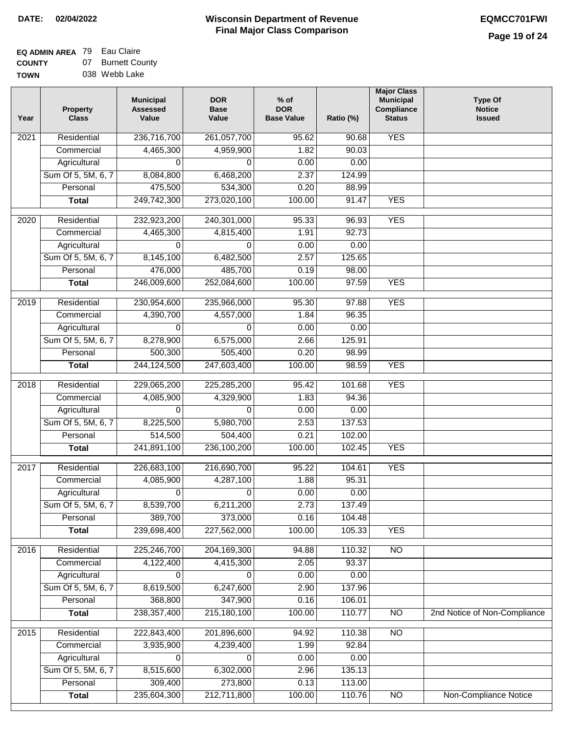**DATE: 02/04/2022**

# Wisconsin Department of Revenue
## Final Major Class Comparison

**EQMCC701FWI**

**EQ ADMIN AREA** 79 Eau Claire
**COUNTY** 07 Burnett County
**TOWN** 038 Webb Lake

| Year | Property Class | Municipal Assessed Value | DOR Base Value | % of DOR Base Value | Ratio (%) | Major Class Municipal Compliance Status | Type Of Notice Issued |
|---|---|---|---|---|---|---|---|
| 2021 | Residential | 236,716,700 | 261,057,700 | 95.62 | 90.68 | YES | |
| | Commercial | 4,465,300 | 4,959,900 | 1.82 | 90.03 | | |
| | Agricultural | 0 | 0 | 0.00 | 0.00 | | |
| | Sum Of 5, 5M, 6, 7 | 8,084,800 | 6,468,200 | 2.37 | 124.99 | | |
| | Personal | 475,500 | 534,300 | 0.20 | 88.99 | | |
| | **Total** | 249,742,300 | 273,020,100 | 100.00 | 91.47 | YES | |
| 2020 | Residential | 232,923,200 | 240,301,000 | 95.33 | 96.93 | YES | |
| | Commercial | 4,465,300 | 4,815,400 | 1.91 | 92.73 | | |
| | Agricultural | 0 | 0 | 0.00 | 0.00 | | |
| | Sum Of 5, 5M, 6, 7 | 8,145,100 | 6,482,500 | 2.57 | 125.65 | | |
| | Personal | 476,000 | 485,700 | 0.19 | 98.00 | | |
| | **Total** | 246,009,600 | 252,084,600 | 100.00 | 97.59 | YES | |
| 2019 | Residential | 230,954,600 | 235,966,000 | 95.30 | 97.88 | YES | |
| | Commercial | 4,390,700 | 4,557,000 | 1.84 | 96.35 | | |
| | Agricultural | 0 | 0 | 0.00 | 0.00 | | |
| | Sum Of 5, 5M, 6, 7 | 8,278,900 | 6,575,000 | 2.66 | 125.91 | | |
| | Personal | 500,300 | 505,400 | 0.20 | 98.99 | | |
| | **Total** | 244,124,500 | 247,603,400 | 100.00 | 98.59 | YES | |
| 2018 | Residential | 229,065,200 | 225,285,200 | 95.42 | 101.68 | YES | |
| | Commercial | 4,085,900 | 4,329,900 | 1.83 | 94.36 | | |
| | Agricultural | 0 | 0 | 0.00 | 0.00 | | |
| | Sum Of 5, 5M, 6, 7 | 8,225,500 | 5,980,700 | 2.53 | 137.53 | | |
| | Personal | 514,500 | 504,400 | 0.21 | 102.00 | | |
| | **Total** | 241,891,100 | 236,100,200 | 100.00 | 102.45 | YES | |
| 2017 | Residential | 226,683,100 | 216,690,700 | 95.22 | 104.61 | YES | |
| | Commercial | 4,085,900 | 4,287,100 | 1.88 | 95.31 | | |
| | Agricultural | 0 | 0 | 0.00 | 0.00 | | |
| | Sum Of 5, 5M, 6, 7 | 8,539,700 | 6,211,200 | 2.73 | 137.49 | | |
| | Personal | 389,700 | 373,000 | 0.16 | 104.48 | | |
| | **Total** | 239,698,400 | 227,562,000 | 100.00 | 105.33 | YES | |
| 2016 | Residential | 225,246,700 | 204,169,300 | 94.88 | 110.32 | NO | |
| | Commercial | 4,122,400 | 4,415,300 | 2.05 | 93.37 | | |
| | Agricultural | 0 | 0 | 0.00 | 0.00 | | |
| | Sum Of 5, 5M, 6, 7 | 8,619,500 | 6,247,600 | 2.90 | 137.96 | | |
| | Personal | 368,800 | 347,900 | 0.16 | 106.01 | | |
| | **Total** | 238,357,400 | 215,180,100 | 100.00 | 110.77 | NO | 2nd Notice of Non-Compliance |
| 2015 | Residential | 222,843,400 | 201,896,600 | 94.92 | 110.38 | NO | |
| | Commercial | 3,935,900 | 4,239,400 | 1.99 | 92.84 | | |
| | Agricultural | 0 | 0 | 0.00 | 0.00 | | |
| | Sum Of 5, 5M, 6, 7 | 8,515,600 | 6,302,000 | 2.96 | 135.13 | | |
| | Personal | 309,400 | 273,800 | 0.13 | 113.00 | | |
| | **Total** | 235,604,300 | 212,711,800 | 100.00 | 110.76 | NO | Non-Compliance Notice |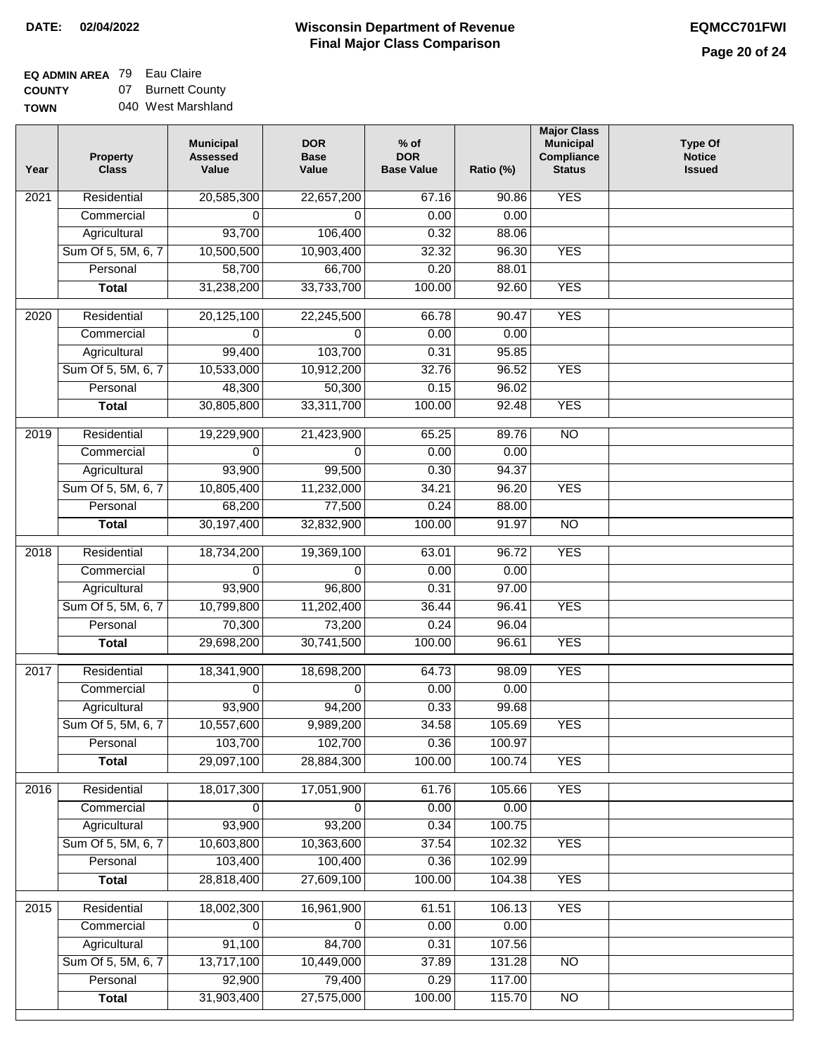**DATE: 02/04/2022**

# Wisconsin Department of Revenue
## Final Major Class Comparison

**EQMCC701FWI**

**EQ ADMIN AREA** 79 Eau Claire
**COUNTY** 07 Burnett County
**TOWN** 040 West Marshland

| Year | Property Class | Municipal Assessed Value | DOR Base Value | % of DOR Base Value | Ratio (%) | Major Class Municipal Compliance Status | Type Of Notice Issued |
|---|---|---|---|---|---|---|---|
| 2021 | Residential | 20,585,300 | 22,657,200 | 67.16 | 90.86 | YES | |
| | Commercial | 0 | 0 | 0.00 | 0.00 | | |
| | Agricultural | 93,700 | 106,400 | 0.32 | 88.06 | | |
| | Sum Of 5, 5M, 6, 7 | 10,500,500 | 10,903,400 | 32.32 | 96.30 | YES | |
| | Personal | 58,700 | 66,700 | 0.20 | 88.01 | | |
| | **Total** | 31,238,200 | 33,733,700 | 100.00 | 92.60 | YES | |
| 2020 | Residential | 20,125,100 | 22,245,500 | 66.78 | 90.47 | YES | |
| | Commercial | 0 | 0 | 0.00 | 0.00 | | |
| | Agricultural | 99,400 | 103,700 | 0.31 | 95.85 | | |
| | Sum Of 5, 5M, 6, 7 | 10,533,000 | 10,912,200 | 32.76 | 96.52 | YES | |
| | Personal | 48,300 | 50,300 | 0.15 | 96.02 | | |
| | **Total** | 30,805,800 | 33,311,700 | 100.00 | 92.48 | YES | |
| 2019 | Residential | 19,229,900 | 21,423,900 | 65.25 | 89.76 | NO | |
| | Commercial | 0 | 0 | 0.00 | 0.00 | | |
| | Agricultural | 93,900 | 99,500 | 0.30 | 94.37 | | |
| | Sum Of 5, 5M, 6, 7 | 10,805,400 | 11,232,000 | 34.21 | 96.20 | YES | |
| | Personal | 68,200 | 77,500 | 0.24 | 88.00 | | |
| | **Total** | 30,197,400 | 32,832,900 | 100.00 | 91.97 | NO | |
| 2018 | Residential | 18,734,200 | 19,369,100 | 63.01 | 96.72 | YES | |
| | Commercial | 0 | 0 | 0.00 | 0.00 | | |
| | Agricultural | 93,900 | 96,800 | 0.31 | 97.00 | | |
| | Sum Of 5, 5M, 6, 7 | 10,799,800 | 11,202,400 | 36.44 | 96.41 | YES | |
| | Personal | 70,300 | 73,200 | 0.24 | 96.04 | | |
| | **Total** | 29,698,200 | 30,741,500 | 100.00 | 96.61 | YES | |
| 2017 | Residential | 18,341,900 | 18,698,200 | 64.73 | 98.09 | YES | |
| | Commercial | 0 | 0 | 0.00 | 0.00 | | |
| | Agricultural | 93,900 | 94,200 | 0.33 | 99.68 | | |
| | Sum Of 5, 5M, 6, 7 | 10,557,600 | 9,989,200 | 34.58 | 105.69 | YES | |
| | Personal | 103,700 | 102,700 | 0.36 | 100.97 | | |
| | **Total** | 29,097,100 | 28,884,300 | 100.00 | 100.74 | YES | |
| 2016 | Residential | 18,017,300 | 17,051,900 | 61.76 | 105.66 | YES | |
| | Commercial | 0 | 0 | 0.00 | 0.00 | | |
| | Agricultural | 93,900 | 93,200 | 0.34 | 100.75 | | |
| | Sum Of 5, 5M, 6, 7 | 10,603,800 | 10,363,600 | 37.54 | 102.32 | YES | |
| | Personal | 103,400 | 100,400 | 0.36 | 102.99 | | |
| | **Total** | 28,818,400 | 27,609,100 | 100.00 | 104.38 | YES | |
| 2015 | Residential | 18,002,300 | 16,961,900 | 61.51 | 106.13 | YES | |
| | Commercial | 0 | 0 | 0.00 | 0.00 | | |
| | Agricultural | 91,100 | 84,700 | 0.31 | 107.56 | | |
| | Sum Of 5, 5M, 6, 7 | 13,717,100 | 10,449,000 | 37.89 | 131.28 | NO | |
| | Personal | 92,900 | 79,400 | 0.29 | 117.00 | | |
| | **Total** | 31,903,400 | 27,575,000 | 100.00 | 115.70 | NO | |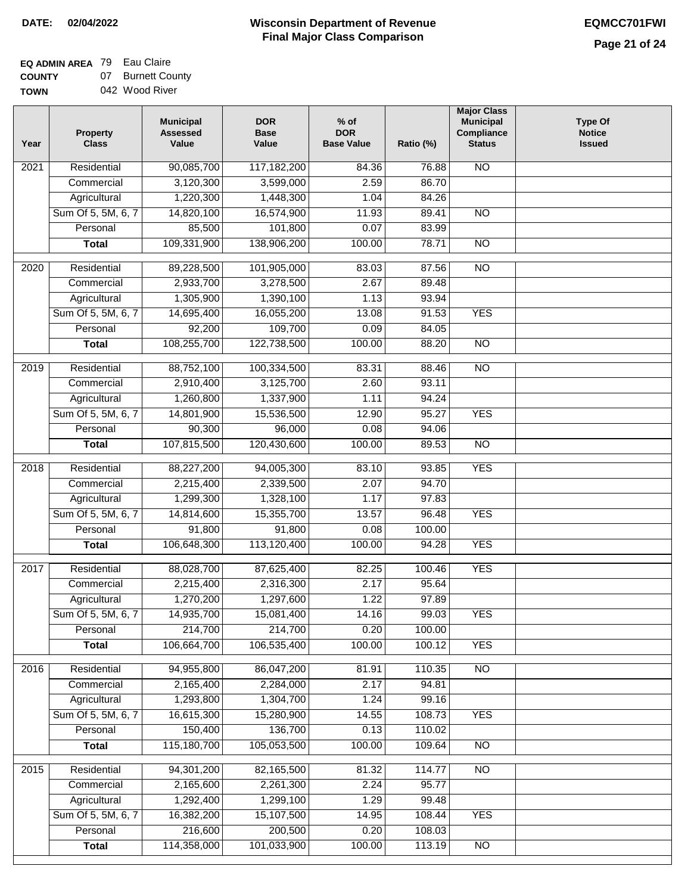**DATE: 02/04/2022**

# Wisconsin Department of Revenue
## Final Major Class Comparison

**EQMCC701FWI**

**EQ ADMIN AREA** 79 Eau Claire
**COUNTY** 07 Burnett County
**TOWN** 042 Wood River

| Year | Property Class | Municipal Assessed Value | DOR Base Value | % of DOR Base Value | Ratio (%) | Major Class Municipal Compliance Status | Type Of Notice Issued |
|---|---|---|---|---|---|---|---|
| 2021 | Residential | 90,085,700 | 117,182,200 | 84.36 | 76.88 | NO | |
| | Commercial | 3,120,300 | 3,599,000 | 2.59 | 86.70 | | |
| | Agricultural | 1,220,300 | 1,448,300 | 1.04 | 84.26 | | |
| | Sum Of 5, 5M, 6, 7 | 14,820,100 | 16,574,900 | 11.93 | 89.41 | NO | |
| | Personal | 85,500 | 101,800 | 0.07 | 83.99 | | |
| | **Total** | 109,331,900 | 138,906,200 | 100.00 | 78.71 | NO | |
| 2020 | Residential | 89,228,500 | 101,905,000 | 83.03 | 87.56 | NO | |
| | Commercial | 2,933,700 | 3,278,500 | 2.67 | 89.48 | | |
| | Agricultural | 1,305,900 | 1,390,100 | 1.13 | 93.94 | | |
| | Sum Of 5, 5M, 6, 7 | 14,695,400 | 16,055,200 | 13.08 | 91.53 | YES | |
| | Personal | 92,200 | 109,700 | 0.09 | 84.05 | | |
| | **Total** | 108,255,700 | 122,738,500 | 100.00 | 88.20 | NO | |
| 2019 | Residential | 88,752,100 | 100,334,500 | 83.31 | 88.46 | NO | |
| | Commercial | 2,910,400 | 3,125,700 | 2.60 | 93.11 | | |
| | Agricultural | 1,260,800 | 1,337,900 | 1.11 | 94.24 | | |
| | Sum Of 5, 5M, 6, 7 | 14,801,900 | 15,536,500 | 12.90 | 95.27 | YES | |
| | Personal | 90,300 | 96,000 | 0.08 | 94.06 | | |
| | **Total** | 107,815,500 | 120,430,600 | 100.00 | 89.53 | NO | |
| 2018 | Residential | 88,227,200 | 94,005,300 | 83.10 | 93.85 | YES | |
| | Commercial | 2,215,400 | 2,339,500 | 2.07 | 94.70 | | |
| | Agricultural | 1,299,300 | 1,328,100 | 1.17 | 97.83 | | |
| | Sum Of 5, 5M, 6, 7 | 14,814,600 | 15,355,700 | 13.57 | 96.48 | YES | |
| | Personal | 91,800 | 91,800 | 0.08 | 100.00 | | |
| | **Total** | 106,648,300 | 113,120,400 | 100.00 | 94.28 | YES | |
| 2017 | Residential | 88,028,700 | 87,625,400 | 82.25 | 100.46 | YES | |
| | Commercial | 2,215,400 | 2,316,300 | 2.17 | 95.64 | | |
| | Agricultural | 1,270,200 | 1,297,600 | 1.22 | 97.89 | | |
| | Sum Of 5, 5M, 6, 7 | 14,935,700 | 15,081,400 | 14.16 | 99.03 | YES | |
| | Personal | 214,700 | 214,700 | 0.20 | 100.00 | | |
| | **Total** | 106,664,700 | 106,535,400 | 100.00 | 100.12 | YES | |
| 2016 | Residential | 94,955,800 | 86,047,200 | 81.91 | 110.35 | NO | |
| | Commercial | 2,165,400 | 2,284,000 | 2.17 | 94.81 | | |
| | Agricultural | 1,293,800 | 1,304,700 | 1.24 | 99.16 | | |
| | Sum Of 5, 5M, 6, 7 | 16,615,300 | 15,280,900 | 14.55 | 108.73 | YES | |
| | Personal | 150,400 | 136,700 | 0.13 | 110.02 | | |
| | **Total** | 115,180,700 | 105,053,500 | 100.00 | 109.64 | NO | |
| 2015 | Residential | 94,301,200 | 82,165,500 | 81.32 | 114.77 | NO | |
| | Commercial | 2,165,600 | 2,261,300 | 2.24 | 95.77 | | |
| | Agricultural | 1,292,400 | 1,299,100 | 1.29 | 99.48 | | |
| | Sum Of 5, 5M, 6, 7 | 16,382,200 | 15,107,500 | 14.95 | 108.44 | YES | |
| | Personal | 216,600 | 200,500 | 0.20 | 108.03 | | |
| | **Total** | 114,358,000 | 101,033,900 | 100.00 | 113.19 | NO | |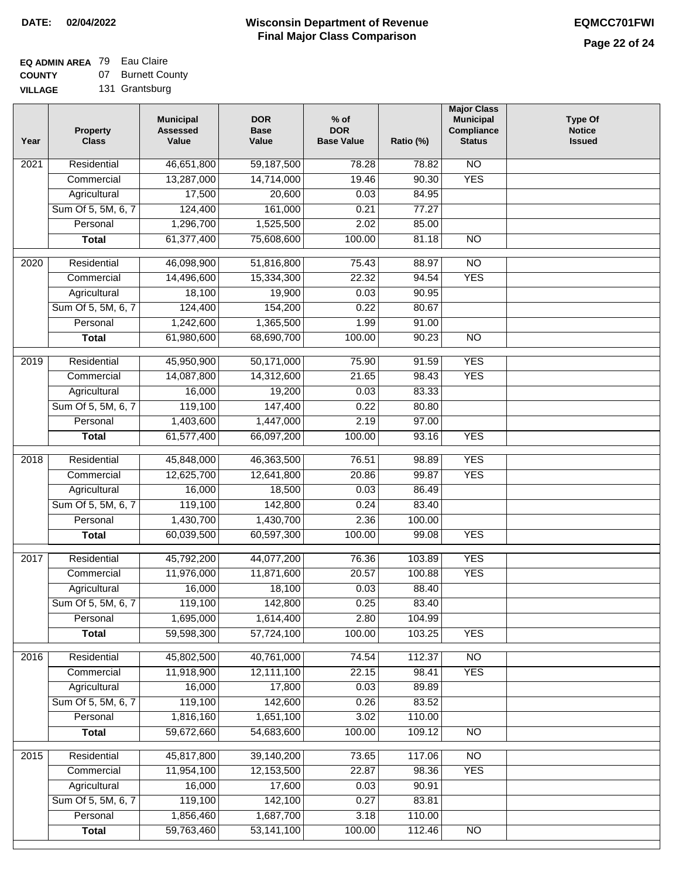**DATE: 02/04/2022**

# Wisconsin Department of Revenue
## Final Major Class Comparison

**EQMCC701FWI**

**EQ ADMIN AREA** 79 Eau Claire
**COUNTY** 07 Burnett County
**VILLAGE** 131 Grantsburg

| Year | Property Class | Municipal Assessed Value | DOR Base Value | % of DOR Base Value | Ratio (%) | Major Class Municipal Compliance Status | Type Of Notice Issued |
|---|---|---|---|---|---|---|---|
| 2021 | Residential | 46,651,800 | 59,187,500 | 78.28 | 78.82 | NO | |
| | Commercial | 13,287,000 | 14,714,000 | 19.46 | 90.30 | YES | |
| | Agricultural | 17,500 | 20,600 | 0.03 | 84.95 | | |
| | Sum Of 5, 5M, 6, 7 | 124,400 | 161,000 | 0.21 | 77.27 | | |
| | Personal | 1,296,700 | 1,525,500 | 2.02 | 85.00 | | |
| | **Total** | 61,377,400 | 75,608,600 | 100.00 | 81.18 | NO | |
| 2020 | Residential | 46,098,900 | 51,816,800 | 75.43 | 88.97 | NO | |
| | Commercial | 14,496,600 | 15,334,300 | 22.32 | 94.54 | YES | |
| | Agricultural | 18,100 | 19,900 | 0.03 | 90.95 | | |
| | Sum Of 5, 5M, 6, 7 | 124,400 | 154,200 | 0.22 | 80.67 | | |
| | Personal | 1,242,600 | 1,365,500 | 1.99 | 91.00 | | |
| | **Total** | 61,980,600 | 68,690,700 | 100.00 | 90.23 | NO | |
| 2019 | Residential | 45,950,900 | 50,171,000 | 75.90 | 91.59 | YES | |
| | Commercial | 14,087,800 | 14,312,600 | 21.65 | 98.43 | YES | |
| | Agricultural | 16,000 | 19,200 | 0.03 | 83.33 | | |
| | Sum Of 5, 5M, 6, 7 | 119,100 | 147,400 | 0.22 | 80.80 | | |
| | Personal | 1,403,600 | 1,447,000 | 2.19 | 97.00 | | |
| | **Total** | 61,577,400 | 66,097,200 | 100.00 | 93.16 | YES | |
| 2018 | Residential | 45,848,000 | 46,363,500 | 76.51 | 98.89 | YES | |
| | Commercial | 12,625,700 | 12,641,800 | 20.86 | 99.87 | YES | |
| | Agricultural | 16,000 | 18,500 | 0.03 | 86.49 | | |
| | Sum Of 5, 5M, 6, 7 | 119,100 | 142,800 | 0.24 | 83.40 | | |
| | Personal | 1,430,700 | 1,430,700 | 2.36 | 100.00 | | |
| | **Total** | 60,039,500 | 60,597,300 | 100.00 | 99.08 | YES | |
| 2017 | Residential | 45,792,200 | 44,077,200 | 76.36 | 103.89 | YES | |
| | Commercial | 11,976,000 | 11,871,600 | 20.57 | 100.88 | YES | |
| | Agricultural | 16,000 | 18,100 | 0.03 | 88.40 | | |
| | Sum Of 5, 5M, 6, 7 | 119,100 | 142,800 | 0.25 | 83.40 | | |
| | Personal | 1,695,000 | 1,614,400 | 2.80 | 104.99 | | |
| | **Total** | 59,598,300 | 57,724,100 | 100.00 | 103.25 | YES | |
| 2016 | Residential | 45,802,500 | 40,761,000 | 74.54 | 112.37 | NO | |
| | Commercial | 11,918,900 | 12,111,100 | 22.15 | 98.41 | YES | |
| | Agricultural | 16,000 | 17,800 | 0.03 | 89.89 | | |
| | Sum Of 5, 5M, 6, 7 | 119,100 | 142,600 | 0.26 | 83.52 | | |
| | Personal | 1,816,160 | 1,651,100 | 3.02 | 110.00 | | |
| | **Total** | 59,672,660 | 54,683,600 | 100.00 | 109.12 | NO | |
| 2015 | Residential | 45,817,800 | 39,140,200 | 73.65 | 117.06 | NO | |
| | Commercial | 11,954,100 | 12,153,500 | 22.87 | 98.36 | YES | |
| | Agricultural | 16,000 | 17,600 | 0.03 | 90.91 | | |
| | Sum Of 5, 5M, 6, 7 | 119,100 | 142,100 | 0.27 | 83.81 | | |
| | Personal | 1,856,460 | 1,687,700 | 3.18 | 110.00 | | |
| | **Total** | 59,763,460 | 53,141,100 | 100.00 | 112.46 | NO | |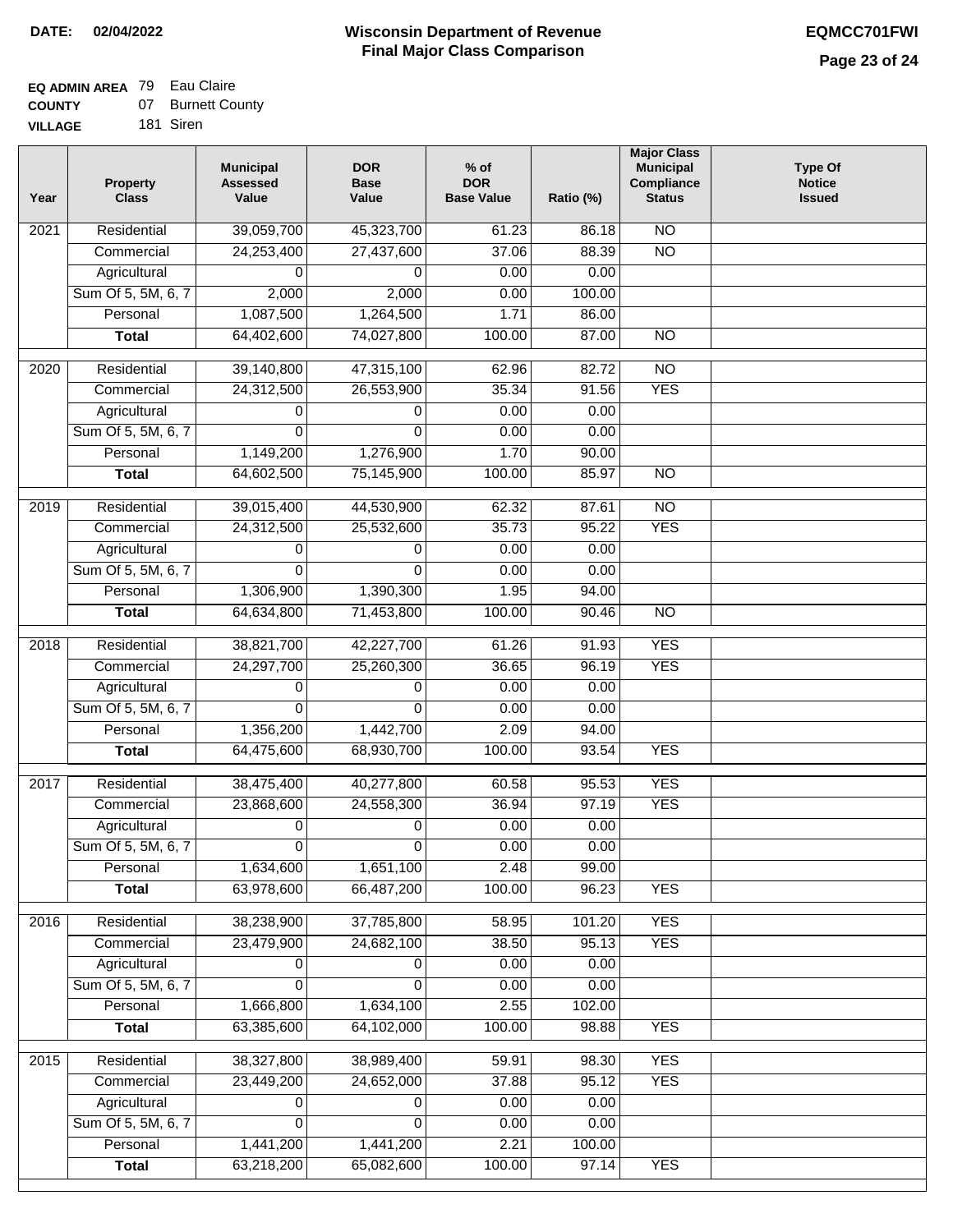**DATE: 02/04/2022**

# Wisconsin Department of Revenue
## Final Major Class Comparison

**EQMCC701FWI**

**EQ ADMIN AREA** 79 Eau Claire
**COUNTY** 07 Burnett County
**VILLAGE** 181 Siren

| Year | Property Class | Municipal Assessed Value | DOR Base Value | % of DOR Base Value | Ratio (%) | Major Class Municipal Compliance Status | Type Of Notice Issued |
|---|---|---|---|---|---|---|---|
| 2021 | Residential | 39,059,700 | 45,323,700 | 61.23 | 86.18 | NO | |
| | Commercial | 24,253,400 | 27,437,600 | 37.06 | 88.39 | NO | |
| | Agricultural | 0 | 0 | 0.00 | 0.00 | | |
| | Sum Of 5, 5M, 6, 7 | 2,000 | 2,000 | 0.00 | 100.00 | | |
| | Personal | 1,087,500 | 1,264,500 | 1.71 | 86.00 | | |
| | **Total** | 64,402,600 | 74,027,800 | 100.00 | 87.00 | NO | |
| 2020 | Residential | 39,140,800 | 47,315,100 | 62.96 | 82.72 | NO | |
| | Commercial | 24,312,500 | 26,553,900 | 35.34 | 91.56 | YES | |
| | Agricultural | 0 | 0 | 0.00 | 0.00 | | |
| | Sum Of 5, 5M, 6, 7 | 0 | 0 | 0.00 | 0.00 | | |
| | Personal | 1,149,200 | 1,276,900 | 1.70 | 90.00 | | |
| | **Total** | 64,602,500 | 75,145,900 | 100.00 | 85.97 | NO | |
| 2019 | Residential | 39,015,400 | 44,530,900 | 62.32 | 87.61 | NO | |
| | Commercial | 24,312,500 | 25,532,600 | 35.73 | 95.22 | YES | |
| | Agricultural | 0 | 0 | 0.00 | 0.00 | | |
| | Sum Of 5, 5M, 6, 7 | 0 | 0 | 0.00 | 0.00 | | |
| | Personal | 1,306,900 | 1,390,300 | 1.95 | 94.00 | | |
| | **Total** | 64,634,800 | 71,453,800 | 100.00 | 90.46 | NO | |
| 2018 | Residential | 38,821,700 | 42,227,700 | 61.26 | 91.93 | YES | |
| | Commercial | 24,297,700 | 25,260,300 | 36.65 | 96.19 | YES | |
| | Agricultural | 0 | 0 | 0.00 | 0.00 | | |
| | Sum Of 5, 5M, 6, 7 | 0 | 0 | 0.00 | 0.00 | | |
| | Personal | 1,356,200 | 1,442,700 | 2.09 | 94.00 | | |
| | **Total** | 64,475,600 | 68,930,700 | 100.00 | 93.54 | YES | |
| 2017 | Residential | 38,475,400 | 40,277,800 | 60.58 | 95.53 | YES | |
| | Commercial | 23,868,600 | 24,558,300 | 36.94 | 97.19 | YES | |
| | Agricultural | 0 | 0 | 0.00 | 0.00 | | |
| | Sum Of 5, 5M, 6, 7 | 0 | 0 | 0.00 | 0.00 | | |
| | Personal | 1,634,600 | 1,651,100 | 2.48 | 99.00 | | |
| | **Total** | 63,978,600 | 66,487,200 | 100.00 | 96.23 | YES | |
| 2016 | Residential | 38,238,900 | 37,785,800 | 58.95 | 101.20 | YES | |
| | Commercial | 23,479,900 | 24,682,100 | 38.50 | 95.13 | YES | |
| | Agricultural | 0 | 0 | 0.00 | 0.00 | | |
| | Sum Of 5, 5M, 6, 7 | 0 | 0 | 0.00 | 0.00 | | |
| | Personal | 1,666,800 | 1,634,100 | 2.55 | 102.00 | | |
| | **Total** | 63,385,600 | 64,102,000 | 100.00 | 98.88 | YES | |
| 2015 | Residential | 38,327,800 | 38,989,400 | 59.91 | 98.30 | YES | |
| | Commercial | 23,449,200 | 24,652,000 | 37.88 | 95.12 | YES | |
| | Agricultural | 0 | 0 | 0.00 | 0.00 | | |
| | Sum Of 5, 5M, 6, 7 | 0 | 0 | 0.00 | 0.00 | | |
| | Personal | 1,441,200 | 1,441,200 | 2.21 | 100.00 | | |
| | **Total** | 63,218,200 | 65,082,600 | 100.00 | 97.14 | YES | |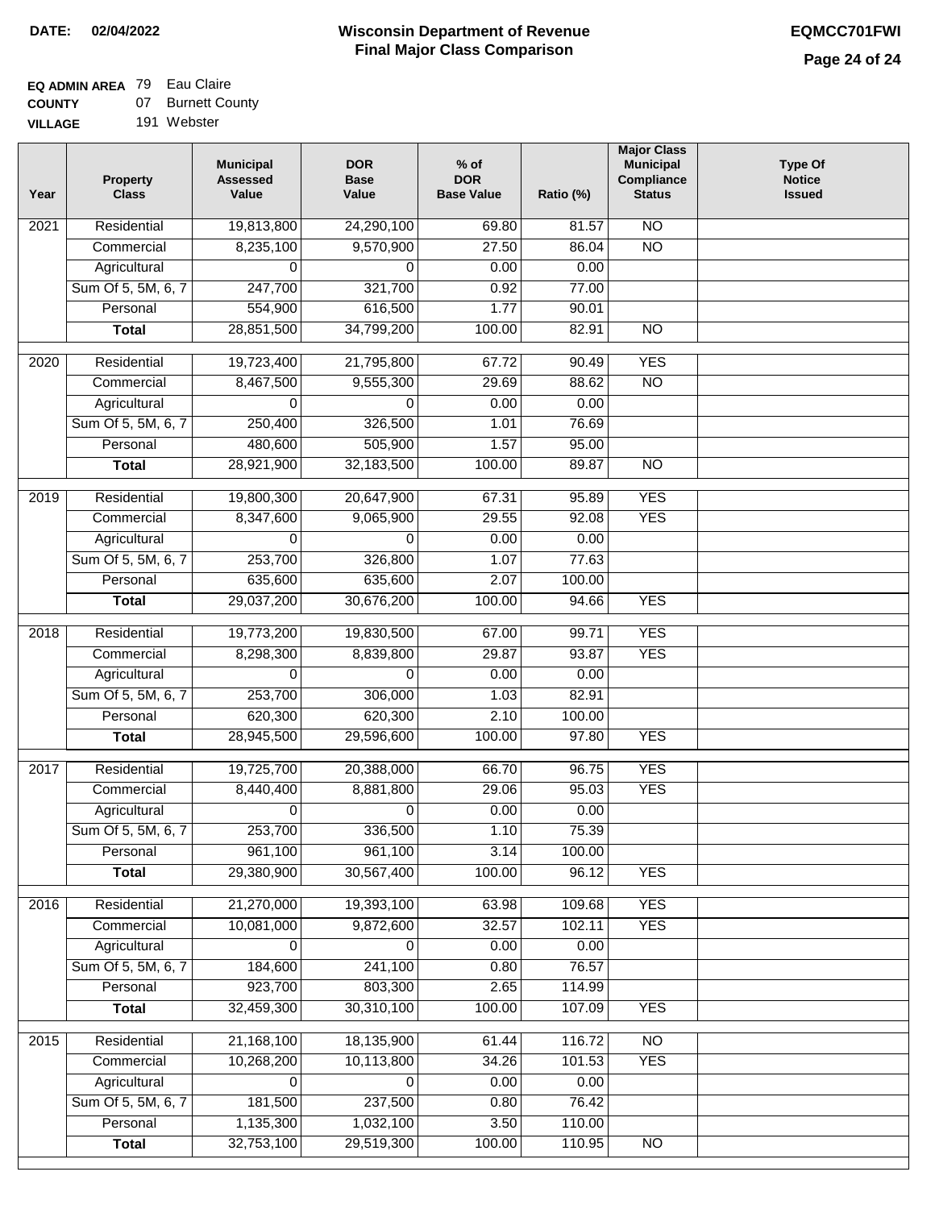**DATE: 02/04/2022**

# Wisconsin Department of Revenue
## Final Major Class Comparison

**EQMCC701FWI**

**EQ ADMIN AREA** 79 Eau Claire
**COUNTY** 07 Burnett County
**VILLAGE** 191 Webster

| Year | Property Class | Municipal Assessed Value | DOR Base Value | % of DOR Base Value | Ratio (%) | Major Class Municipal Compliance Status | Type Of Notice Issued |
|---|---|---|---|---|---|---|---|
| 2021 | Residential | 19,813,800 | 24,290,100 | 69.80 | 81.57 | NO | |
| | Commercial | 8,235,100 | 9,570,900 | 27.50 | 86.04 | NO | |
| | Agricultural | 0 | 0 | 0.00 | 0.00 | | |
| | Sum Of 5, 5M, 6, 7 | 247,700 | 321,700 | 0.92 | 77.00 | | |
| | Personal | 554,900 | 616,500 | 1.77 | 90.01 | | |
| | **Total** | 28,851,500 | 34,799,200 | 100.00 | 82.91 | NO | |
| 2020 | Residential | 19,723,400 | 21,795,800 | 67.72 | 90.49 | YES | |
| | Commercial | 8,467,500 | 9,555,300 | 29.69 | 88.62 | NO | |
| | Agricultural | 0 | 0 | 0.00 | 0.00 | | |
| | Sum Of 5, 5M, 6, 7 | 250,400 | 326,500 | 1.01 | 76.69 | | |
| | Personal | 480,600 | 505,900 | 1.57 | 95.00 | | |
| | **Total** | 28,921,900 | 32,183,500 | 100.00 | 89.87 | NO | |
| 2019 | Residential | 19,800,300 | 20,647,900 | 67.31 | 95.89 | YES | |
| | Commercial | 8,347,600 | 9,065,900 | 29.55 | 92.08 | YES | |
| | Agricultural | 0 | 0 | 0.00 | 0.00 | | |
| | Sum Of 5, 5M, 6, 7 | 253,700 | 326,800 | 1.07 | 77.63 | | |
| | Personal | 635,600 | 635,600 | 2.07 | 100.00 | | |
| | **Total** | 29,037,200 | 30,676,200 | 100.00 | 94.66 | YES | |
| 2018 | Residential | 19,773,200 | 19,830,500 | 67.00 | 99.71 | YES | |
| | Commercial | 8,298,300 | 8,839,800 | 29.87 | 93.87 | YES | |
| | Agricultural | 0 | 0 | 0.00 | 0.00 | | |
| | Sum Of 5, 5M, 6, 7 | 253,700 | 306,000 | 1.03 | 82.91 | | |
| | Personal | 620,300 | 620,300 | 2.10 | 100.00 | | |
| | **Total** | 28,945,500 | 29,596,600 | 100.00 | 97.80 | YES | |
| 2017 | Residential | 19,725,700 | 20,388,000 | 66.70 | 96.75 | YES | |
| | Commercial | 8,440,400 | 8,881,800 | 29.06 | 95.03 | YES | |
| | Agricultural | 0 | 0 | 0.00 | 0.00 | | |
| | Sum Of 5, 5M, 6, 7 | 253,700 | 336,500 | 1.10 | 75.39 | | |
| | Personal | 961,100 | 961,100 | 3.14 | 100.00 | | |
| | **Total** | 29,380,900 | 30,567,400 | 100.00 | 96.12 | YES | |
| 2016 | Residential | 21,270,000 | 19,393,100 | 63.98 | 109.68 | YES | |
| | Commercial | 10,081,000 | 9,872,600 | 32.57 | 102.11 | YES | |
| | Agricultural | 0 | 0 | 0.00 | 0.00 | | |
| | Sum Of 5, 5M, 6, 7 | 184,600 | 241,100 | 0.80 | 76.57 | | |
| | Personal | 923,700 | 803,300 | 2.65 | 114.99 | | |
| | **Total** | 32,459,300 | 30,310,100 | 100.00 | 107.09 | YES | |
| 2015 | Residential | 21,168,100 | 18,135,900 | 61.44 | 116.72 | NO | |
| | Commercial | 10,268,200 | 10,113,800 | 34.26 | 101.53 | YES | |
| | Agricultural | 0 | 0 | 0.00 | 0.00 | | |
| | Sum Of 5, 5M, 6, 7 | 181,500 | 237,500 | 0.80 | 76.42 | | |
| | Personal | 1,135,300 | 1,032,100 | 3.50 | 110.00 | | |
| | **Total** | 32,753,100 | 29,519,300 | 100.00 | 110.95 | NO | |